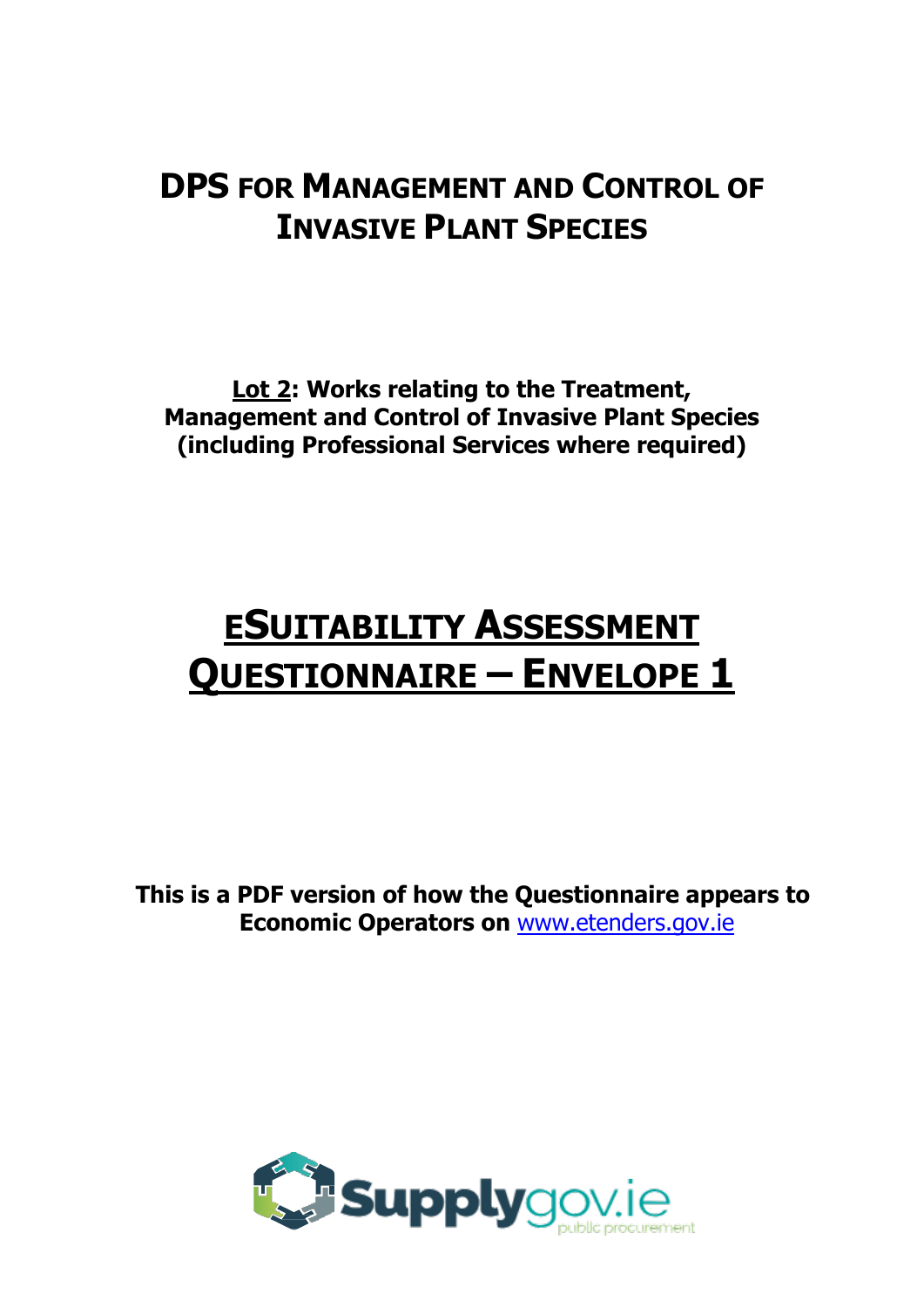# DPS FOR MANAGEMENT AND CONTROL OF INVASIVE PLANT SPECIES

**Lot 2: Works relating to the Treatment, Management and Control of Invasive Plant Species (including Professional Services where required)**

# ESUITABILITY ASSESSMENT QUESTIONNAIRE – ENVELOPE 1

**This is a PDF version of how the Questionnaire appears to Economic Operators on www.etenders.gov.ie**

Supplygov.ie public procurement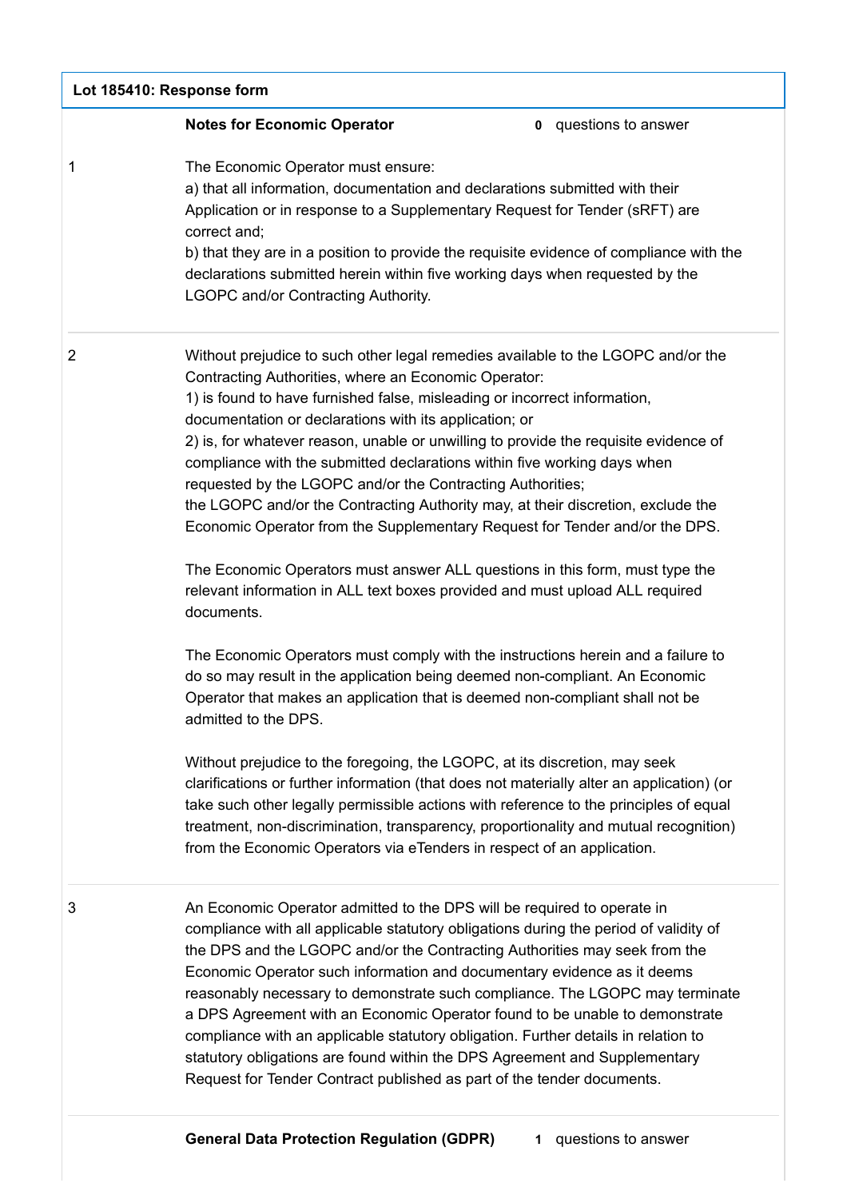**Lot 185410: Response form**

| | **Notes for Economic Operator** | **0** questions to answer |
|---|---|---|
| 1 | The Economic Operator must ensure:<br>a) that all information, documentation and declarations submitted with their Application or in response to a Supplementary Request for Tender (sRFT) are correct and;<br>b) that they are in a position to provide the requisite evidence of compliance with the declarations submitted herein within five working days when requested by the LGOPC and/or Contracting Authority. | |
| 2 | Without prejudice to such other legal remedies available to the LGOPC and/or the Contracting Authorities, where an Economic Operator:<br>1) is found to have furnished false, misleading or incorrect information, documentation or declarations with its application; or<br>2) is, for whatever reason, unable or unwilling to provide the requisite evidence of compliance with the submitted declarations within five working days when requested by the LGOPC and/or the Contracting Authorities;<br>the LGOPC and/or the Contracting Authority may, at their discretion, exclude the Economic Operator from the Supplementary Request for Tender and/or the DPS.<br><br>The Economic Operators must answer ALL questions in this form, must type the relevant information in ALL text boxes provided and must upload ALL required documents.<br><br>The Economic Operators must comply with the instructions herein and a failure to do so may result in the application being deemed non-compliant. An Economic Operator that makes an application that is deemed non-compliant shall not be admitted to the DPS.<br><br>Without prejudice to the foregoing, the LGOPC, at its discretion, may seek clarifications or further information (that does not materially alter an application) (or take such other legally permissible actions with reference to the principles of equal treatment, non-discrimination, transparency, proportionality and mutual recognition) from the Economic Operators via eTenders in respect of an application. | |
| 3 | An Economic Operator admitted to the DPS will be required to operate in compliance with all applicable statutory obligations during the period of validity of the DPS and the LGOPC and/or the Contracting Authorities may seek from the Economic Operator such information and documentary evidence as it deems reasonably necessary to demonstrate such compliance. The LGOPC may terminate a DPS Agreement with an Economic Operator found to be unable to demonstrate compliance with an applicable statutory obligation. Further details in relation to statutory obligations are found within the DPS Agreement and Supplementary Request for Tender Contract published as part of the tender documents. | |
| | **General Data Protection Regulation (GDPR)** | **1** questions to answer |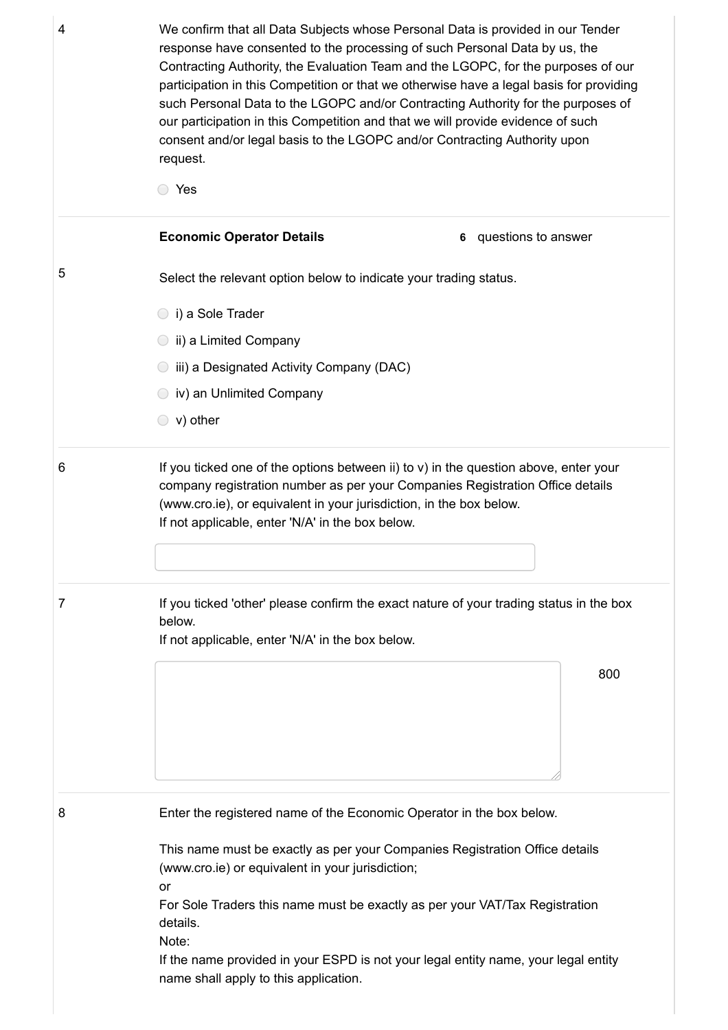4

We confirm that all Data Subjects whose Personal Data is provided in our Tender response have consented to the processing of such Personal Data by us, the Contracting Authority, the Evaluation Team and the LGOPC, for the purposes of our participation in this Competition or that we otherwise have a legal basis for providing such Personal Data to the LGOPC and/or Contracting Authority for the purposes of our participation in this Competition and that we will provide evidence of such consent and/or legal basis to the LGOPC and/or Contracting Authority upon request.

- ○ Yes

---

**Economic Operator Details** — **6** questions to answer

5

Select the relevant option below to indicate your trading status.

- ○ i) a Sole Trader
- ○ ii) a Limited Company
- ○ iii) a Designated Activity Company (DAC)
- ○ iv) an Unlimited Company
- ○ v) other

---

6

If you ticked one of the options between ii) to v) in the question above, enter your company registration number as per your Companies Registration Office details (www.cro.ie), or equivalent in your jurisdiction, in the box below.
If not applicable, enter 'N/A' in the box below.

---

7

If you ticked 'other' please confirm the exact nature of your trading status in the box below.
If not applicable, enter 'N/A' in the box below.

800

---

8

Enter the registered name of the Economic Operator in the box below.

This name must be exactly as per your Companies Registration Office details (www.cro.ie) or equivalent in your jurisdiction;
or
For Sole Traders this name must be exactly as per your VAT/Tax Registration details.
Note:
If the name provided in your ESPD is not your legal entity name, your legal entity name shall apply to this application.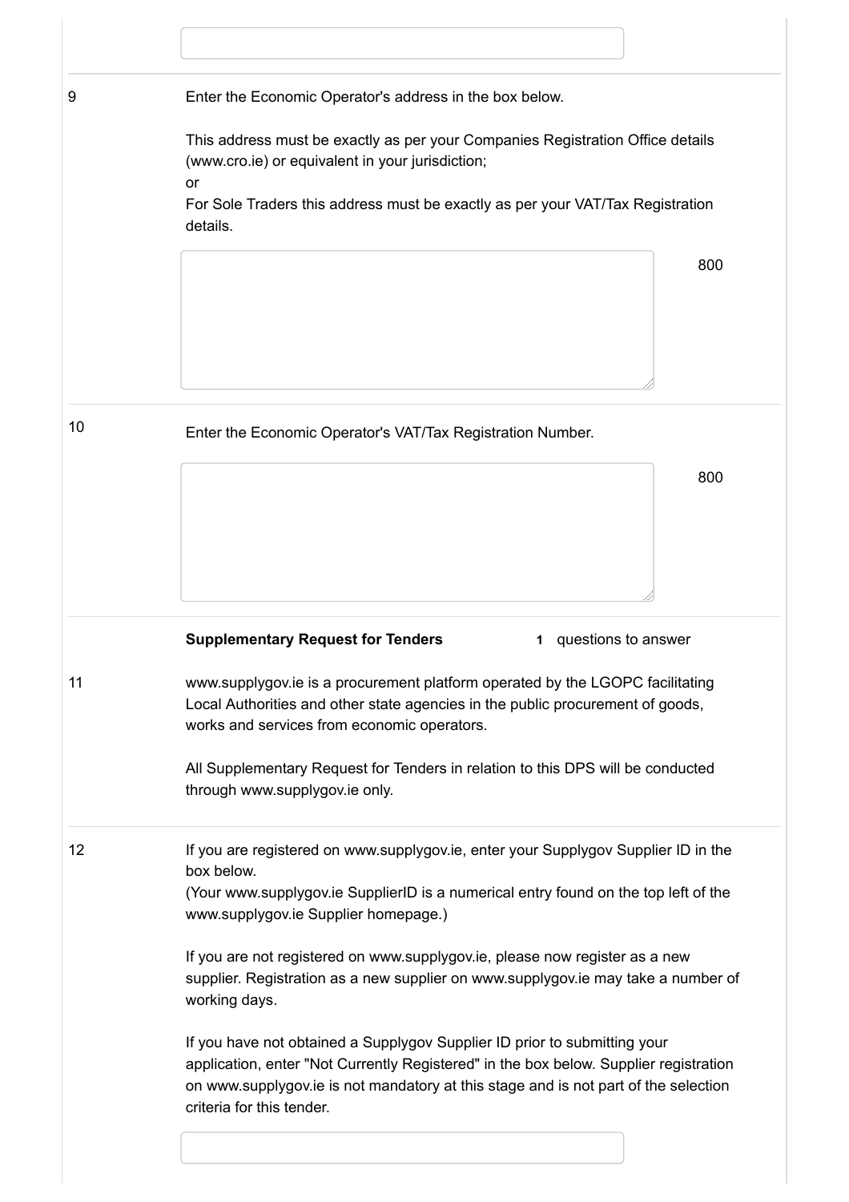9 Enter the Economic Operator's address in the box below.

This address must be exactly as per your Companies Registration Office details (www.cro.ie) or equivalent in your jurisdiction;
or
For Sole Traders this address must be exactly as per your VAT/Tax Registration details.

800

10 Enter the Economic Operator's VAT/Tax Registration Number.

800

**Supplementary Request for Tenders** **1** questions to answer

11 www.supplygov.ie is a procurement platform operated by the LGOPC facilitating Local Authorities and other state agencies in the public procurement of goods, works and services from economic operators.

All Supplementary Request for Tenders in relation to this DPS will be conducted through www.supplygov.ie only.

12 If you are registered on www.supplygov.ie, enter your Supplygov Supplier ID in the box below.
(Your www.supplygov.ie SupplierID is a numerical entry found on the top left of the www.supplygov.ie Supplier homepage.)

If you are not registered on www.supplygov.ie, please now register as a new supplier. Registration as a new supplier on www.supplygov.ie may take a number of working days.

If you have not obtained a Supplygov Supplier ID prior to submitting your application, enter "Not Currently Registered" in the box below. Supplier registration on www.supplygov.ie is not mandatory at this stage and is not part of the selection criteria for this tender.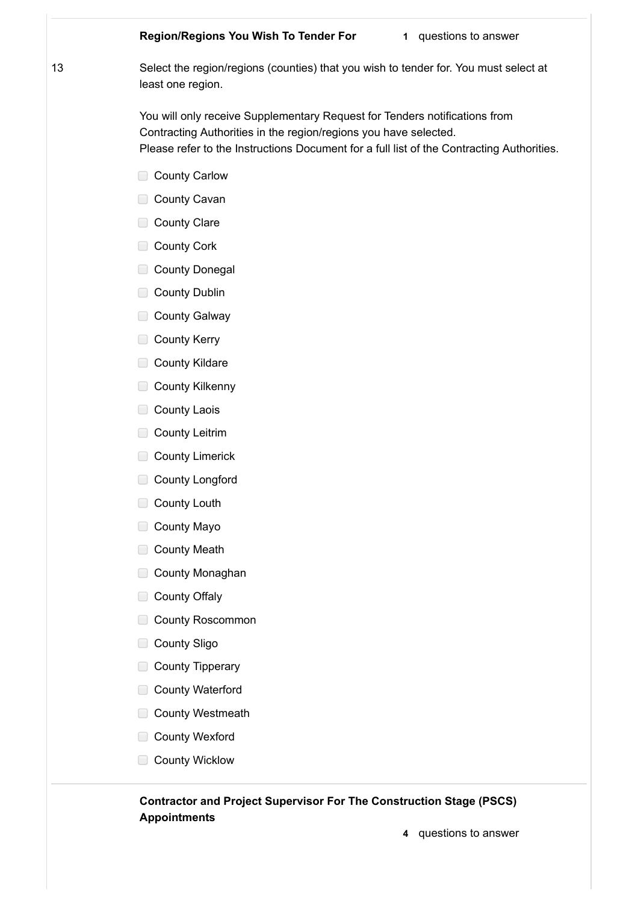**Region/Regions You Wish To Tender For** **1** questions to answer

13 Select the region/regions (counties) that you wish to tender for. You must select at least one region.

You will only receive Supplementary Request for Tenders notifications from Contracting Authorities in the region/regions you have selected.
Please refer to the Instructions Document for a full list of the Contracting Authorities.

- ☐ County Carlow
- ☐ County Cavan
- ☐ County Clare
- ☐ County Cork
- ☐ County Donegal
- ☐ County Dublin
- ☐ County Galway
- ☐ County Kerry
- ☐ County Kildare
- ☐ County Kilkenny
- ☐ County Laois
- ☐ County Leitrim
- ☐ County Limerick
- ☐ County Longford
- ☐ County Louth
- ☐ County Mayo
- ☐ County Meath
- ☐ County Monaghan
- ☐ County Offaly
- ☐ County Roscommon
- ☐ County Sligo
- ☐ County Tipperary
- ☐ County Waterford
- ☐ County Westmeath
- ☐ County Wexford
- ☐ County Wicklow

**Contractor and Project Supervisor For The Construction Stage (PSCS) Appointments**

**4** questions to answer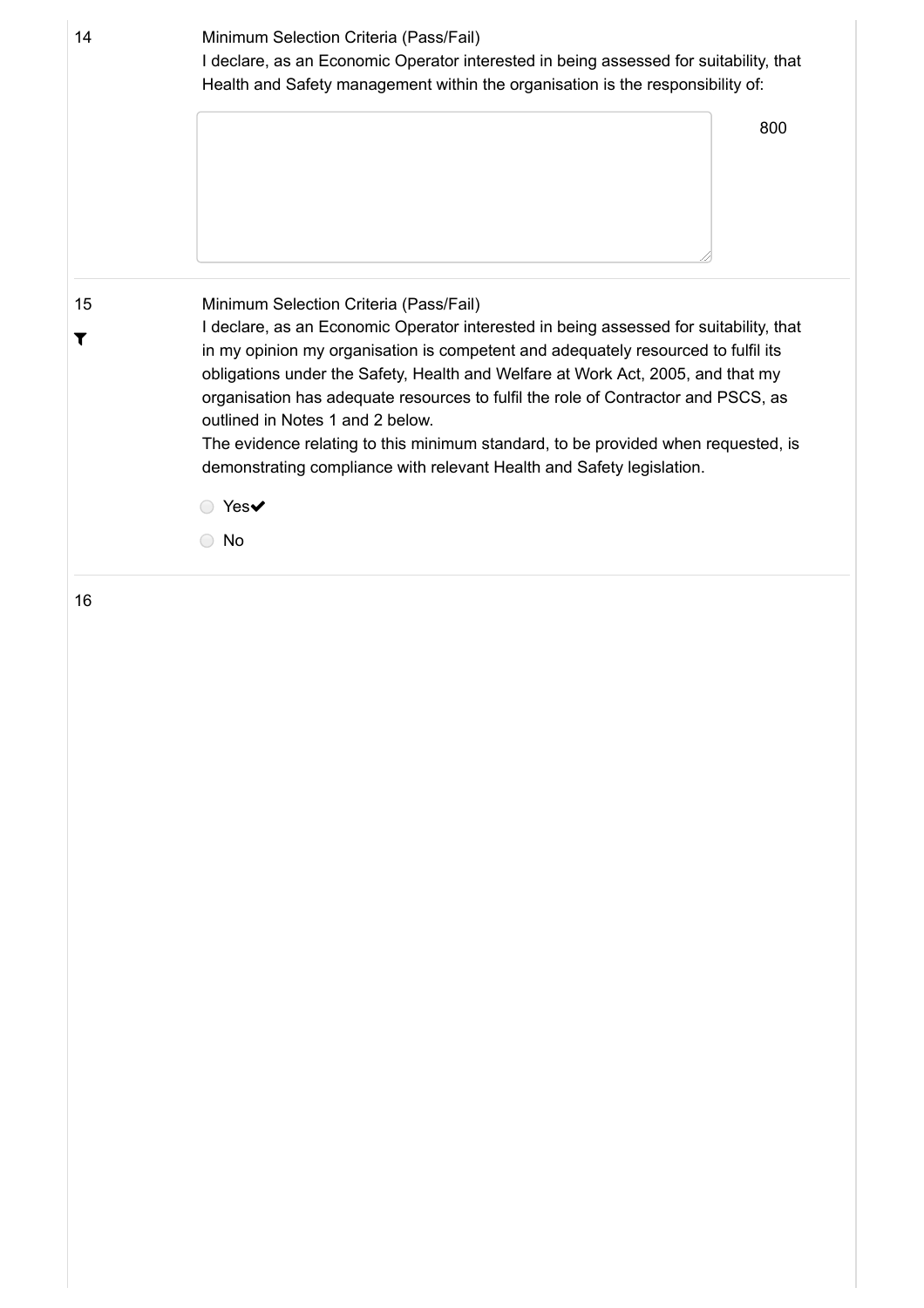14

Minimum Selection Criteria (Pass/Fail)
I declare, as an Economic Operator interested in being assessed for suitability, that Health and Safety management within the organisation is the responsibility of:

800

15

Minimum Selection Criteria (Pass/Fail)
I declare, as an Economic Operator interested in being assessed for suitability, that in my opinion my organisation is competent and adequately resourced to fulfil its obligations under the Safety, Health and Welfare at Work Act, 2005, and that my organisation has adequate resources to fulfil the role of Contractor and PSCS, as outlined in Notes 1 and 2 below.
The evidence relating to this minimum standard, to be provided when requested, is demonstrating compliance with relevant Health and Safety legislation.

- ○ Yes✔
- ○ No

16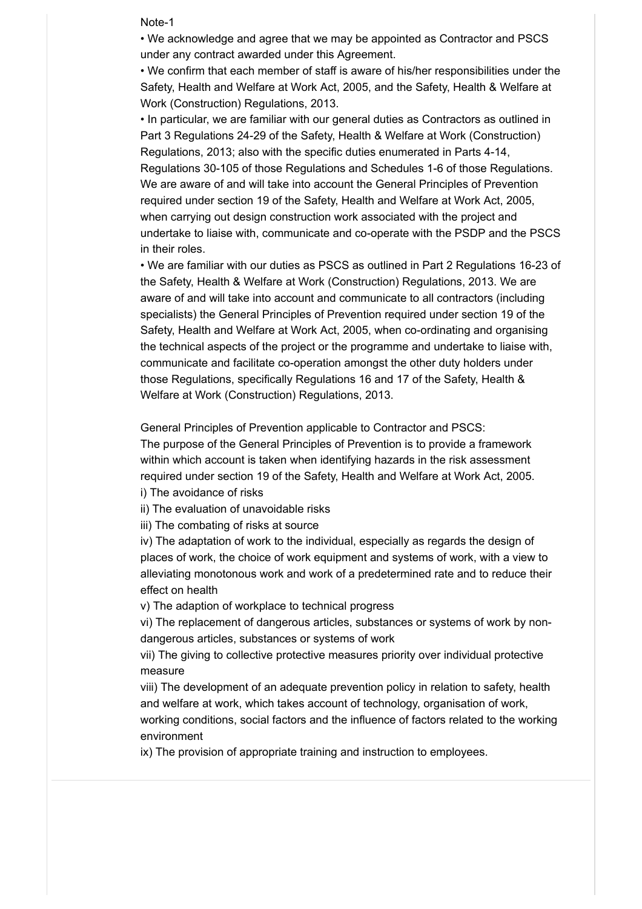Note-1

- We acknowledge and agree that we may be appointed as Contractor and PSCS under any contract awarded under this Agreement.
- We confirm that each member of staff is aware of his/her responsibilities under the Safety, Health and Welfare at Work Act, 2005, and the Safety, Health & Welfare at Work (Construction) Regulations, 2013.
- In particular, we are familiar with our general duties as Contractors as outlined in Part 3 Regulations 24-29 of the Safety, Health & Welfare at Work (Construction) Regulations, 2013; also with the specific duties enumerated in Parts 4-14, Regulations 30-105 of those Regulations and Schedules 1-6 of those Regulations. We are aware of and will take into account the General Principles of Prevention required under section 19 of the Safety, Health and Welfare at Work Act, 2005, when carrying out design construction work associated with the project and undertake to liaise with, communicate and co-operate with the PSDP and the PSCS in their roles.
- We are familiar with our duties as PSCS as outlined in Part 2 Regulations 16-23 of the Safety, Health & Welfare at Work (Construction) Regulations, 2013. We are aware of and will take into account and communicate to all contractors (including specialists) the General Principles of Prevention required under section 19 of the Safety, Health and Welfare at Work Act, 2005, when co-ordinating and organising the technical aspects of the project or the programme and undertake to liaise with, communicate and facilitate co-operation amongst the other duty holders under those Regulations, specifically Regulations 16 and 17 of the Safety, Health & Welfare at Work (Construction) Regulations, 2013.

General Principles of Prevention applicable to Contractor and PSCS:
The purpose of the General Principles of Prevention is to provide a framework within which account is taken when identifying hazards in the risk assessment required under section 19 of the Safety, Health and Welfare at Work Act, 2005.

i) The avoidance of risks

ii) The evaluation of unavoidable risks

iii) The combating of risks at source

iv) The adaptation of work to the individual, especially as regards the design of places of work, the choice of work equipment and systems of work, with a view to alleviating monotonous work and work of a predetermined rate and to reduce their effect on health

v) The adaption of workplace to technical progress

vi) The replacement of dangerous articles, substances or systems of work by non-dangerous articles, substances or systems of work

vii) The giving to collective protective measures priority over individual protective measure

viii) The development of an adequate prevention policy in relation to safety, health and welfare at work, which takes account of technology, organisation of work, working conditions, social factors and the influence of factors related to the working environment

ix) The provision of appropriate training and instruction to employees.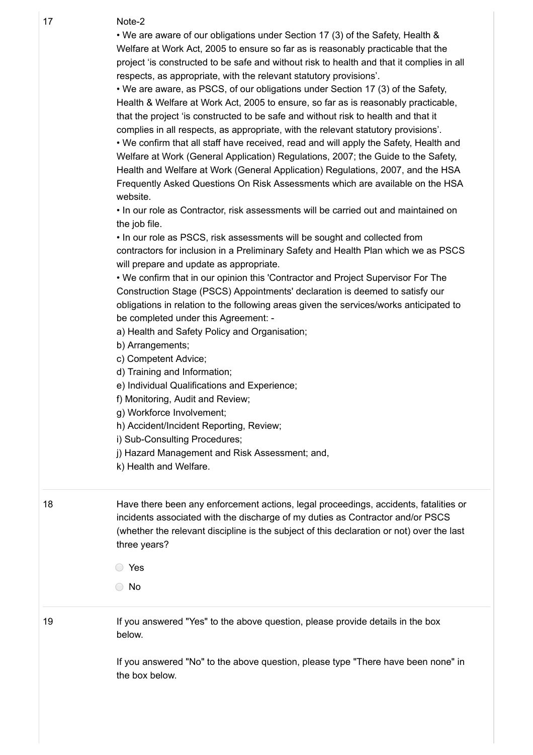17

Note-2

- We are aware of our obligations under Section 17 (3) of the Safety, Health & Welfare at Work Act, 2005 to ensure so far as is reasonably practicable that the project 'is constructed to be safe and without risk to health and that it complies in all respects, as appropriate, with the relevant statutory provisions'.
- We are aware, as PSCS, of our obligations under Section 17 (3) of the Safety, Health & Welfare at Work Act, 2005 to ensure, so far as is reasonably practicable, that the project 'is constructed to be safe and without risk to health and that it complies in all respects, as appropriate, with the relevant statutory provisions'.
- We confirm that all staff have received, read and will apply the Safety, Health and Welfare at Work (General Application) Regulations, 2007; the Guide to the Safety, Health and Welfare at Work (General Application) Regulations, 2007, and the HSA Frequently Asked Questions On Risk Assessments which are available on the HSA website.
- In our role as Contractor, risk assessments will be carried out and maintained on the job file.
- In our role as PSCS, risk assessments will be sought and collected from contractors for inclusion in a Preliminary Safety and Health Plan which we as PSCS will prepare and update as appropriate.
- We confirm that in our opinion this 'Contractor and Project Supervisor For The Construction Stage (PSCS) Appointments' declaration is deemed to satisfy our obligations in relation to the following areas given the services/works anticipated to be completed under this Agreement: -

a) Health and Safety Policy and Organisation;
b) Arrangements;
c) Competent Advice;
d) Training and Information;
e) Individual Qualifications and Experience;
f) Monitoring, Audit and Review;
g) Workforce Involvement;
h) Accident/Incident Reporting, Review;
i) Sub-Consulting Procedures;
j) Hazard Management and Risk Assessment; and,
k) Health and Welfare.

18

Have there been any enforcement actions, legal proceedings, accidents, fatalities or incidents associated with the discharge of my duties as Contractor and/or PSCS (whether the relevant discipline is the subject of this declaration or not) over the last three years?

- ○ Yes
- ○ No

19

If you answered "Yes" to the above question, please provide details in the box below.

If you answered "No" to the above question, please type "There have been none" in the box below.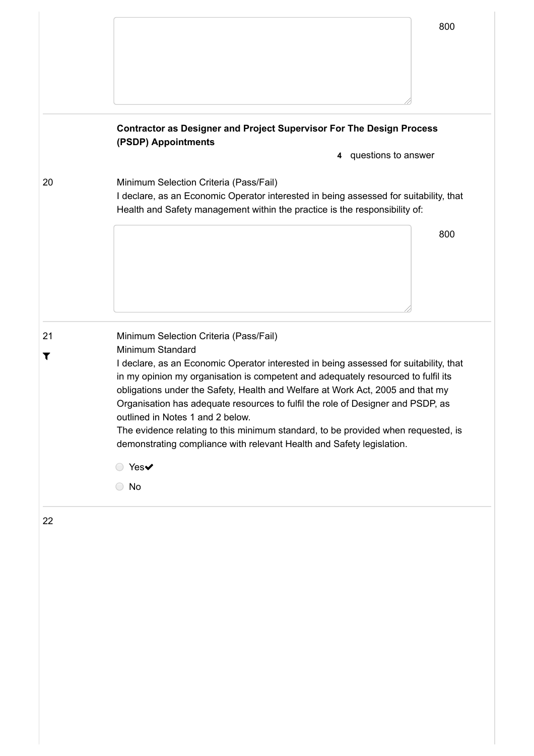800

### Contractor as Designer and Project Supervisor For The Design Process (PSDP) Appointments

**4** questions to answer

20

Minimum Selection Criteria (Pass/Fail)
I declare, as an Economic Operator interested in being assessed for suitability, that Health and Safety management within the practice is the responsibility of:

800

21

Minimum Selection Criteria (Pass/Fail)
Minimum Standard
I declare, as an Economic Operator interested in being assessed for suitability, that in my opinion my organisation is competent and adequately resourced to fulfil its obligations under the Safety, Health and Welfare at Work Act, 2005 and that my Organisation has adequate resources to fulfil the role of Designer and PSDP, as outlined in Notes 1 and 2 below.
The evidence relating to this minimum standard, to be provided when requested, is demonstrating compliance with relevant Health and Safety legislation.

- Yes✔
- No

22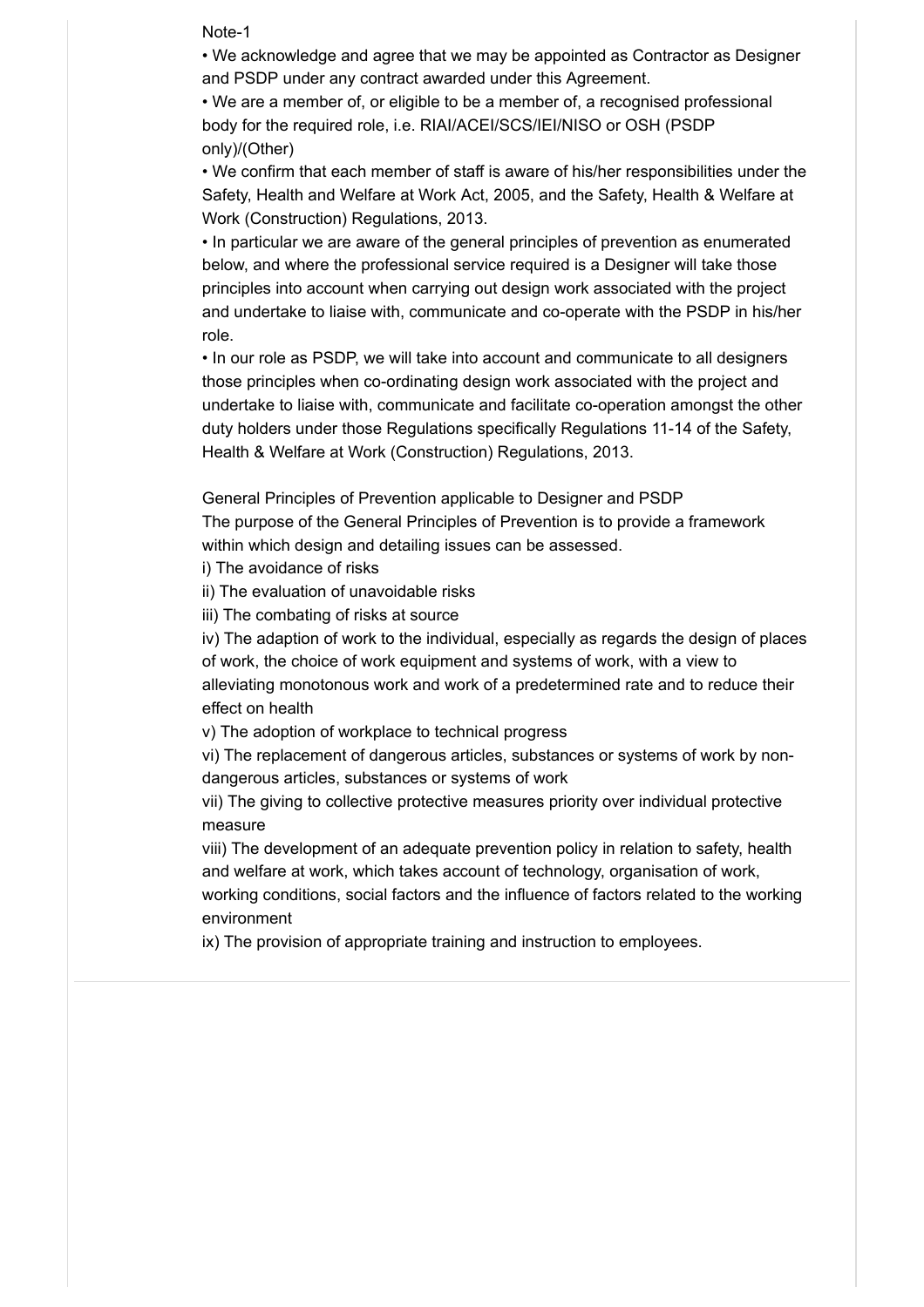Note-1

- We acknowledge and agree that we may be appointed as Contractor as Designer and PSDP under any contract awarded under this Agreement.
- We are a member of, or eligible to be a member of, a recognised professional body for the required role, i.e. RIAI/ACEI/SCS/IEI/NISO or OSH (PSDP only)/(Other)
- We confirm that each member of staff is aware of his/her responsibilities under the Safety, Health and Welfare at Work Act, 2005, and the Safety, Health & Welfare at Work (Construction) Regulations, 2013.
- In particular we are aware of the general principles of prevention as enumerated below, and where the professional service required is a Designer will take those principles into account when carrying out design work associated with the project and undertake to liaise with, communicate and co-operate with the PSDP in his/her role.
- In our role as PSDP, we will take into account and communicate to all designers those principles when co-ordinating design work associated with the project and undertake to liaise with, communicate and facilitate co-operation amongst the other duty holders under those Regulations specifically Regulations 11-14 of the Safety, Health & Welfare at Work (Construction) Regulations, 2013.

General Principles of Prevention applicable to Designer and PSDP

The purpose of the General Principles of Prevention is to provide a framework within which design and detailing issues can be assessed.

i) The avoidance of risks

ii) The evaluation of unavoidable risks

iii) The combating of risks at source

iv) The adaption of work to the individual, especially as regards the design of places of work, the choice of work equipment and systems of work, with a view to alleviating monotonous work and work of a predetermined rate and to reduce their effect on health

v) The adoption of workplace to technical progress

vi) The replacement of dangerous articles, substances or systems of work by non-dangerous articles, substances or systems of work

vii) The giving to collective protective measures priority over individual protective measure

viii) The development of an adequate prevention policy in relation to safety, health and welfare at work, which takes account of technology, organisation of work, working conditions, social factors and the influence of factors related to the working environment

ix) The provision of appropriate training and instruction to employees.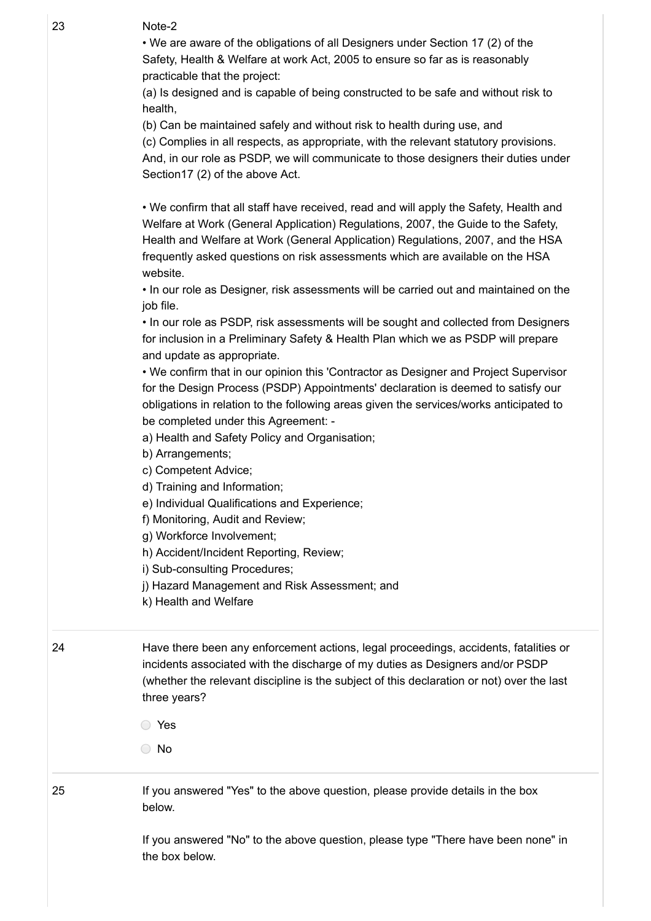23

Note-2

• We are aware of the obligations of all Designers under Section 17 (2) of the Safety, Health & Welfare at work Act, 2005 to ensure so far as is reasonably practicable that the project:

(a) Is designed and is capable of being constructed to be safe and without risk to health,

(b) Can be maintained safely and without risk to health during use, and

(c) Complies in all respects, as appropriate, with the relevant statutory provisions.

And, in our role as PSDP, we will communicate to those designers their duties under Section17 (2) of the above Act.

• We confirm that all staff have received, read and will apply the Safety, Health and Welfare at Work (General Application) Regulations, 2007, the Guide to the Safety, Health and Welfare at Work (General Application) Regulations, 2007, and the HSA frequently asked questions on risk assessments which are available on the HSA website.

• In our role as Designer, risk assessments will be carried out and maintained on the job file.

• In our role as PSDP, risk assessments will be sought and collected from Designers for inclusion in a Preliminary Safety & Health Plan which we as PSDP will prepare and update as appropriate.

• We confirm that in our opinion this 'Contractor as Designer and Project Supervisor for the Design Process (PSDP) Appointments' declaration is deemed to satisfy our obligations in relation to the following areas given the services/works anticipated to be completed under this Agreement: -

a) Health and Safety Policy and Organisation;
b) Arrangements;
c) Competent Advice;
d) Training and Information;
e) Individual Qualifications and Experience;
f) Monitoring, Audit and Review;
g) Workforce Involvement;
h) Accident/Incident Reporting, Review;
i) Sub-consulting Procedures;
j) Hazard Management and Risk Assessment; and
k) Health and Welfare

24

Have there been any enforcement actions, legal proceedings, accidents, fatalities or incidents associated with the discharge of my duties as Designers and/or PSDP (whether the relevant discipline is the subject of this declaration or not) over the last three years?

- ○ Yes
- ○ No

25

If you answered "Yes" to the above question, please provide details in the box below.

If you answered "No" to the above question, please type "There have been none" in the box below.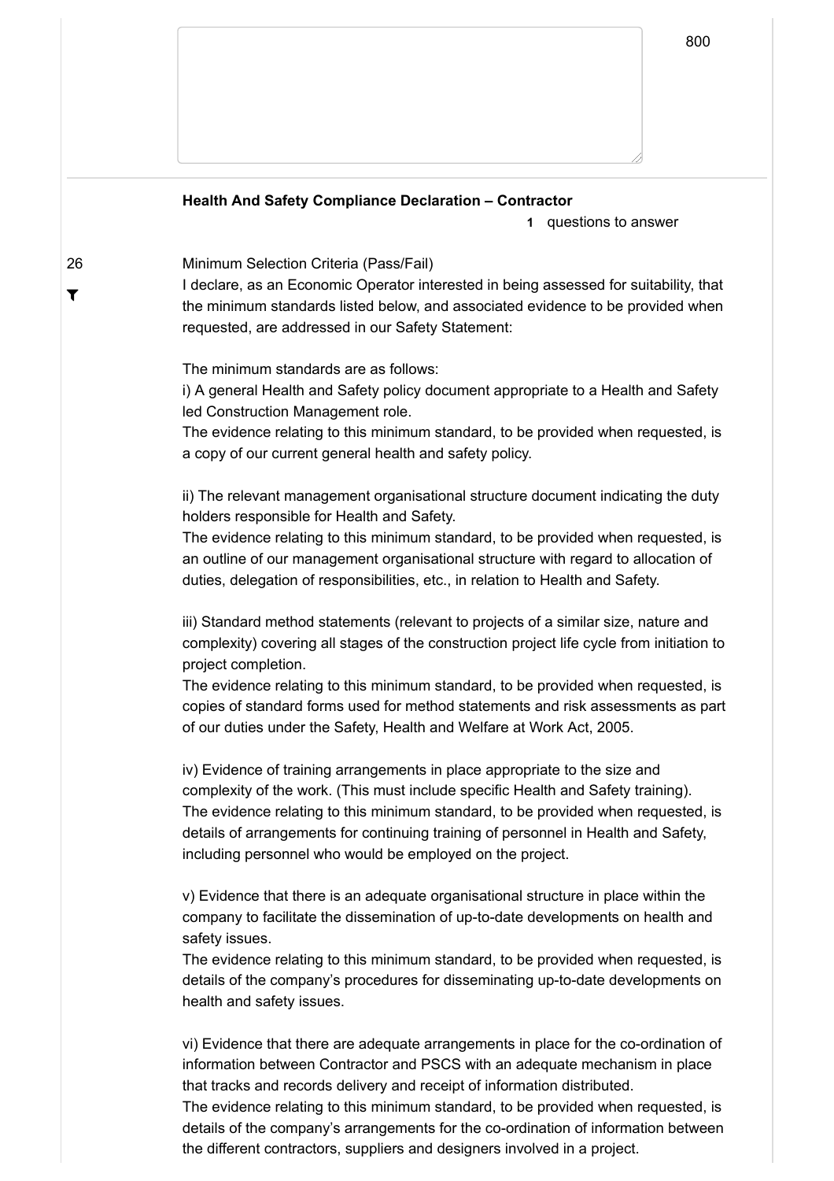800

**Health And Safety Compliance Declaration – Contractor**

**1** questions to answer

26

Minimum Selection Criteria (Pass/Fail)

I declare, as an Economic Operator interested in being assessed for suitability, that the minimum standards listed below, and associated evidence to be provided when requested, are addressed in our Safety Statement:

The minimum standards are as follows:

i) A general Health and Safety policy document appropriate to a Health and Safety led Construction Management role.
The evidence relating to this minimum standard, to be provided when requested, is a copy of our current general health and safety policy.

ii) The relevant management organisational structure document indicating the duty holders responsible for Health and Safety.
The evidence relating to this minimum standard, to be provided when requested, is an outline of our management organisational structure with regard to allocation of duties, delegation of responsibilities, etc., in relation to Health and Safety.

iii) Standard method statements (relevant to projects of a similar size, nature and complexity) covering all stages of the construction project life cycle from initiation to project completion.
The evidence relating to this minimum standard, to be provided when requested, is copies of standard forms used for method statements and risk assessments as part of our duties under the Safety, Health and Welfare at Work Act, 2005.

iv) Evidence of training arrangements in place appropriate to the size and complexity of the work. (This must include specific Health and Safety training).
The evidence relating to this minimum standard, to be provided when requested, is details of arrangements for continuing training of personnel in Health and Safety, including personnel who would be employed on the project.

v) Evidence that there is an adequate organisational structure in place within the company to facilitate the dissemination of up-to-date developments on health and safety issues.
The evidence relating to this minimum standard, to be provided when requested, is details of the company's procedures for disseminating up-to-date developments on health and safety issues.

vi) Evidence that there are adequate arrangements in place for the co-ordination of information between Contractor and PSCS with an adequate mechanism in place that tracks and records delivery and receipt of information distributed.
The evidence relating to this minimum standard, to be provided when requested, is details of the company's arrangements for the co-ordination of information between the different contractors, suppliers and designers involved in a project.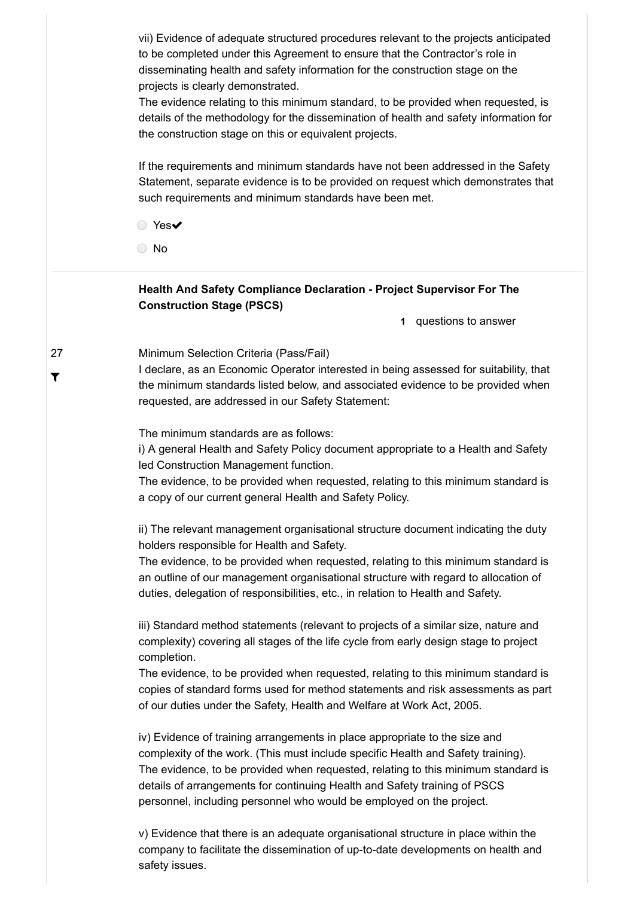vii) Evidence of adequate structured procedures relevant to the projects anticipated to be completed under this Agreement to ensure that the Contractor's role in disseminating health and safety information for the construction stage on the projects is clearly demonstrated.
The evidence relating to this minimum standard, to be provided when requested, is details of the methodology for the dissemination of health and safety information for the construction stage on this or equivalent projects.

If the requirements and minimum standards have not been addressed in the Safety Statement, separate evidence is to be provided on request which demonstrates that such requirements and minimum standards have been met.

- Yes✔
- No

---

**Health And Safety Compliance Declaration - Project Supervisor For The Construction Stage (PSCS)**

**1** questions to answer

27

Minimum Selection Criteria (Pass/Fail)
I declare, as an Economic Operator interested in being assessed for suitability, that the minimum standards listed below, and associated evidence to be provided when requested, are addressed in our Safety Statement:

The minimum standards are as follows:
i) A general Health and Safety Policy document appropriate to a Health and Safety led Construction Management function.
The evidence, to be provided when requested, relating to this minimum standard is a copy of our current general Health and Safety Policy.

ii) The relevant management organisational structure document indicating the duty holders responsible for Health and Safety.
The evidence, to be provided when requested, relating to this minimum standard is an outline of our management organisational structure with regard to allocation of duties, delegation of responsibilities, etc., in relation to Health and Safety.

iii) Standard method statements (relevant to projects of a similar size, nature and complexity) covering all stages of the life cycle from early design stage to project completion.
The evidence, to be provided when requested, relating to this minimum standard is copies of standard forms used for method statements and risk assessments as part of our duties under the Safety, Health and Welfare at Work Act, 2005.

iv) Evidence of training arrangements in place appropriate to the size and complexity of the work. (This must include specific Health and Safety training).
The evidence, to be provided when requested, relating to this minimum standard is details of arrangements for continuing Health and Safety training of PSCS personnel, including personnel who would be employed on the project.

v) Evidence that there is an adequate organisational structure in place within the company to facilitate the dissemination of up-to-date developments on health and safety issues.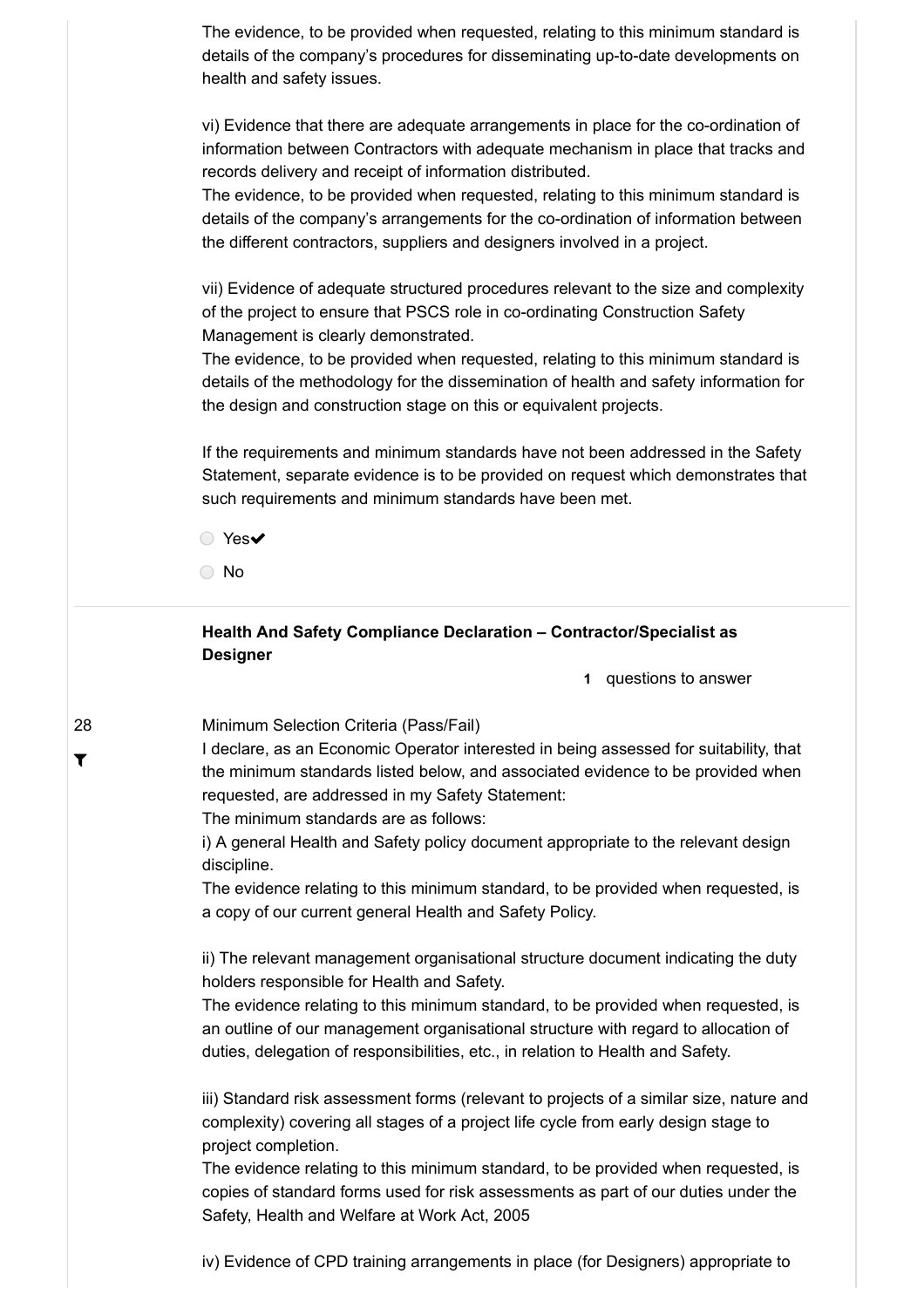The evidence, to be provided when requested, relating to this minimum standard is details of the company's procedures for disseminating up-to-date developments on health and safety issues.

vi) Evidence that there are adequate arrangements in place for the co-ordination of information between Contractors with adequate mechanism in place that tracks and records delivery and receipt of information distributed.
The evidence, to be provided when requested, relating to this minimum standard is details of the company's arrangements for the co-ordination of information between the different contractors, suppliers and designers involved in a project.

vii) Evidence of adequate structured procedures relevant to the size and complexity of the project to ensure that PSCS role in co-ordinating Construction Safety Management is clearly demonstrated.
The evidence, to be provided when requested, relating to this minimum standard is details of the methodology for the dissemination of health and safety information for the design and construction stage on this or equivalent projects.

If the requirements and minimum standards have not been addressed in the Safety Statement, separate evidence is to be provided on request which demonstrates that such requirements and minimum standards have been met.

- Yes✔
- No

---

**Health And Safety Compliance Declaration – Contractor/Specialist as Designer**

**1** questions to answer

28

Minimum Selection Criteria (Pass/Fail)
I declare, as an Economic Operator interested in being assessed for suitability, that the minimum standards listed below, and associated evidence to be provided when requested, are addressed in my Safety Statement:
The minimum standards are as follows:
i) A general Health and Safety policy document appropriate to the relevant design discipline.
The evidence relating to this minimum standard, to be provided when requested, is a copy of our current general Health and Safety Policy.

ii) The relevant management organisational structure document indicating the duty holders responsible for Health and Safety.
The evidence relating to this minimum standard, to be provided when requested, is an outline of our management organisational structure with regard to allocation of duties, delegation of responsibilities, etc., in relation to Health and Safety.

iii) Standard risk assessment forms (relevant to projects of a similar size, nature and complexity) covering all stages of a project life cycle from early design stage to project completion.
The evidence relating to this minimum standard, to be provided when requested, is copies of standard forms used for risk assessments as part of our duties under the Safety, Health and Welfare at Work Act, 2005

iv) Evidence of CPD training arrangements in place (for Designers) appropriate to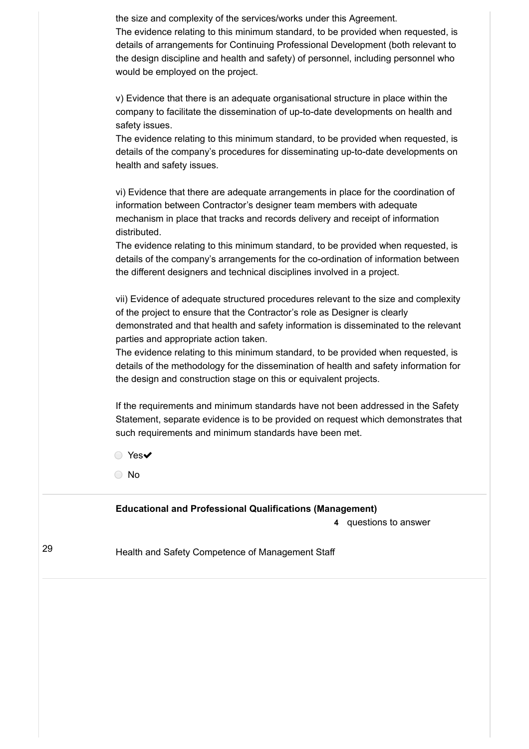the size and complexity of the services/works under this Agreement.
The evidence relating to this minimum standard, to be provided when requested, is details of arrangements for Continuing Professional Development (both relevant to the design discipline and health and safety) of personnel, including personnel who would be employed on the project.

v) Evidence that there is an adequate organisational structure in place within the company to facilitate the dissemination of up-to-date developments on health and safety issues.
The evidence relating to this minimum standard, to be provided when requested, is details of the company's procedures for disseminating up-to-date developments on health and safety issues.

vi) Evidence that there are adequate arrangements in place for the coordination of information between Contractor's designer team members with adequate mechanism in place that tracks and records delivery and receipt of information distributed.
The evidence relating to this minimum standard, to be provided when requested, is details of the company's arrangements for the co-ordination of information between the different designers and technical disciplines involved in a project.

vii) Evidence of adequate structured procedures relevant to the size and complexity of the project to ensure that the Contractor's role as Designer is clearly demonstrated and that health and safety information is disseminated to the relevant parties and appropriate action taken.
The evidence relating to this minimum standard, to be provided when requested, is details of the methodology for the dissemination of health and safety information for the design and construction stage on this or equivalent projects.

If the requirements and minimum standards have not been addressed in the Safety Statement, separate evidence is to be provided on request which demonstrates that such requirements and minimum standards have been met.

- ○ Yes✔
- ○ No

**Educational and Professional Qualifications (Management)**

**4** questions to answer

29 Health and Safety Competence of Management Staff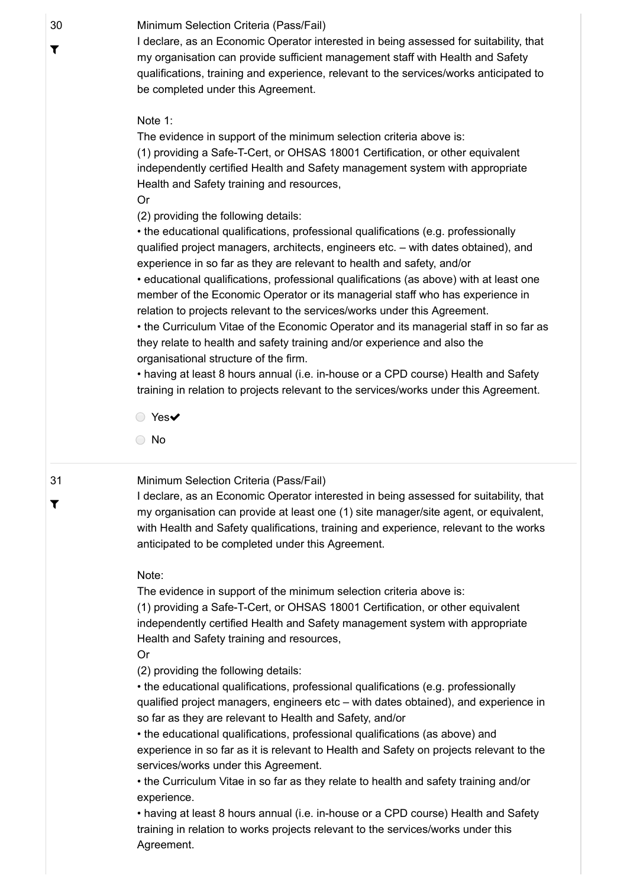30

Minimum Selection Criteria (Pass/Fail)

I declare, as an Economic Operator interested in being assessed for suitability, that my organisation can provide sufficient management staff with Health and Safety qualifications, training and experience, relevant to the services/works anticipated to be completed under this Agreement.

Note 1:

The evidence in support of the minimum selection criteria above is:

(1) providing a Safe-T-Cert, or OHSAS 18001 Certification, or other equivalent independently certified Health and Safety management system with appropriate Health and Safety training and resources,

Or

(2) providing the following details:

- the educational qualifications, professional qualifications (e.g. professionally qualified project managers, architects, engineers etc. – with dates obtained), and experience in so far as they are relevant to health and safety, and/or
- educational qualifications, professional qualifications (as above) with at least one member of the Economic Operator or its managerial staff who has experience in relation to projects relevant to the services/works under this Agreement.
- the Curriculum Vitae of the Economic Operator and its managerial staff in so far as they relate to health and safety training and/or experience and also the organisational structure of the firm.
- having at least 8 hours annual (i.e. in-house or a CPD course) Health and Safety training in relation to projects relevant to the services/works under this Agreement.

○ Yes✔

○ No

31

Minimum Selection Criteria (Pass/Fail)

I declare, as an Economic Operator interested in being assessed for suitability, that my organisation can provide at least one (1) site manager/site agent, or equivalent, with Health and Safety qualifications, training and experience, relevant to the works anticipated to be completed under this Agreement.

Note:

The evidence in support of the minimum selection criteria above is:

(1) providing a Safe-T-Cert, or OHSAS 18001 Certification, or other equivalent independently certified Health and Safety management system with appropriate Health and Safety training and resources,

Or

(2) providing the following details:

- the educational qualifications, professional qualifications (e.g. professionally qualified project managers, engineers etc – with dates obtained), and experience in so far as they are relevant to Health and Safety, and/or
- the educational qualifications, professional qualifications (as above) and experience in so far as it is relevant to Health and Safety on projects relevant to the services/works under this Agreement.
- the Curriculum Vitae in so far as they relate to health and safety training and/or experience.
- having at least 8 hours annual (i.e. in-house or a CPD course) Health and Safety training in relation to works projects relevant to the services/works under this Agreement.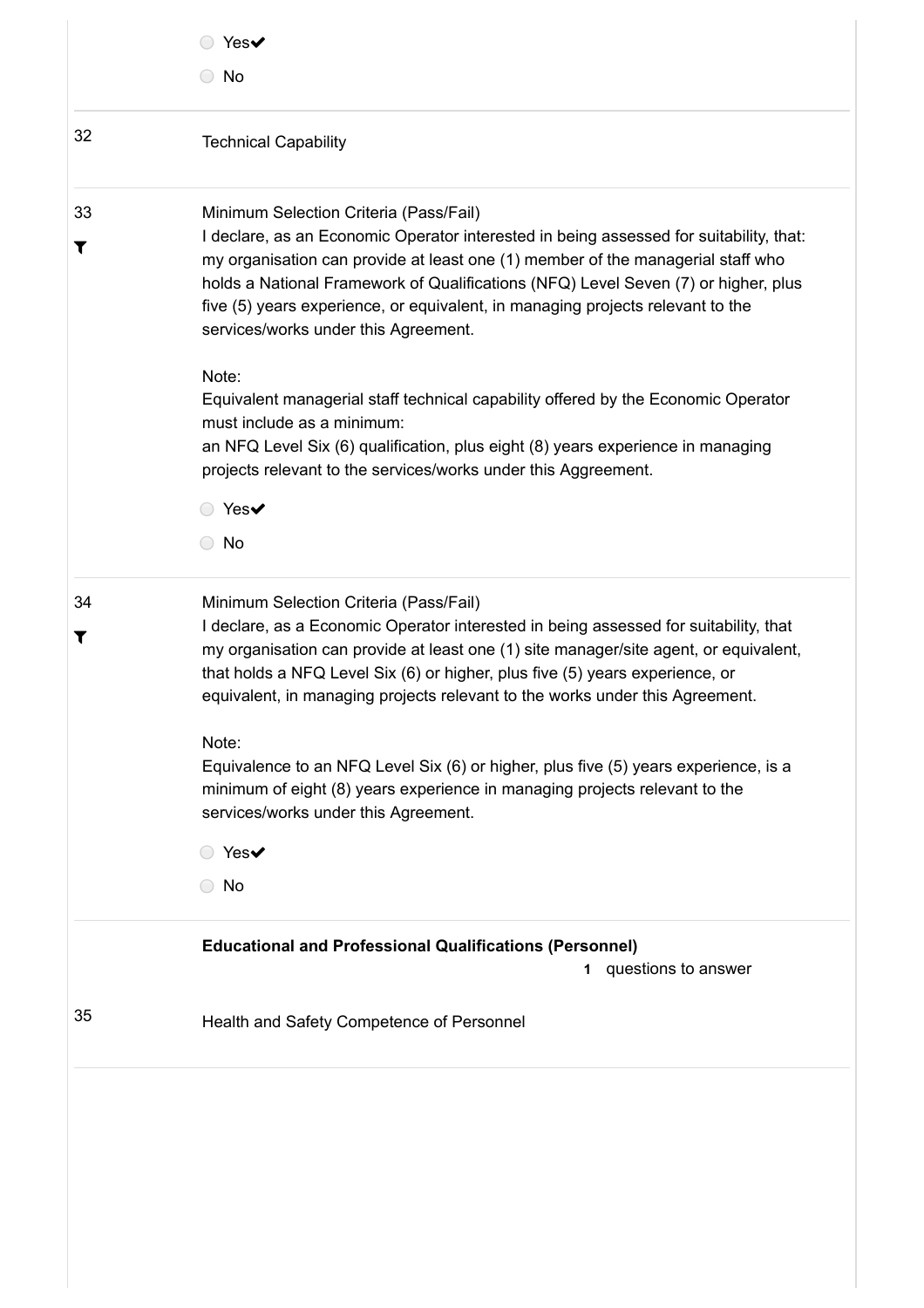- ○ Yes✔
- ○ No

---

32 Technical Capability

---

33 Minimum Selection Criteria (Pass/Fail)

I declare, as an Economic Operator interested in being assessed for suitability, that: my organisation can provide at least one (1) member of the managerial staff who holds a National Framework of Qualifications (NFQ) Level Seven (7) or higher, plus five (5) years experience, or equivalent, in managing projects relevant to the services/works under this Agreement.

Note:
Equivalent managerial staff technical capability offered by the Economic Operator must include as a minimum:
an NFQ Level Six (6) qualification, plus eight (8) years experience in managing projects relevant to the services/works under this Aggreement.

- ○ Yes✔
- ○ No

---

34 Minimum Selection Criteria (Pass/Fail)

I declare, as a Economic Operator interested in being assessed for suitability, that my organisation can provide at least one (1) site manager/site agent, or equivalent, that holds a NFQ Level Six (6) or higher, plus five (5) years experience, or equivalent, in managing projects relevant to the works under this Agreement.

Note:
Equivalence to an NFQ Level Six (6) or higher, plus five (5) years experience, is a minimum of eight (8) years experience in managing projects relevant to the services/works under this Agreement.

- ○ Yes✔
- ○ No

---

**Educational and Professional Qualifications (Personnel)**

**1** questions to answer

35 Health and Safety Competence of Personnel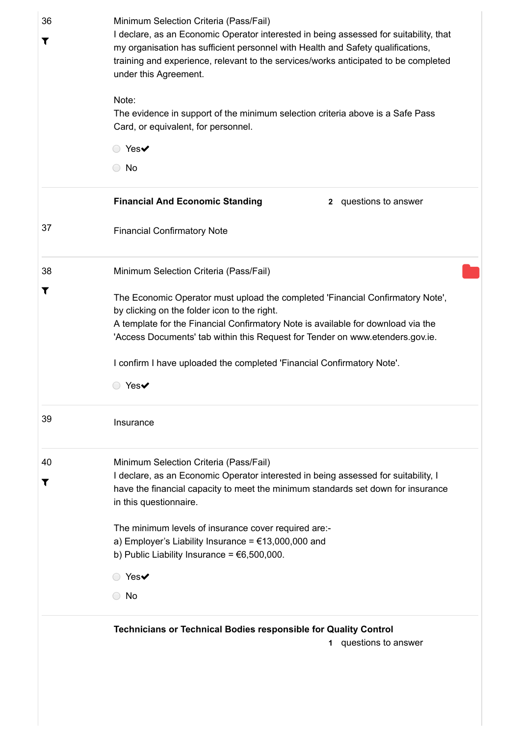36

Minimum Selection Criteria (Pass/Fail)

I declare, as an Economic Operator interested in being assessed for suitability, that my organisation has sufficient personnel with Health and Safety qualifications, training and experience, relevant to the services/works anticipated to be completed under this Agreement.

Note:
The evidence in support of the minimum selection criteria above is a Safe Pass Card, or equivalent, for personnel.

- Yes✔
- No

**Financial And Economic Standing** — **2** questions to answer

37

Financial Confirmatory Note

38

Minimum Selection Criteria (Pass/Fail)

The Economic Operator must upload the completed 'Financial Confirmatory Note', by clicking on the folder icon to the right.
A template for the Financial Confirmatory Note is available for download via the 'Access Documents' tab within this Request for Tender on www.etenders.gov.ie.

I confirm I have uploaded the completed 'Financial Confirmatory Note'.

- Yes✔

39

Insurance

40

Minimum Selection Criteria (Pass/Fail)

I declare, as an Economic Operator interested in being assessed for suitability, I have the financial capacity to meet the minimum standards set down for insurance in this questionnaire.

The minimum levels of insurance cover required are:-
a) Employer's Liability Insurance = €13,000,000 and
b) Public Liability Insurance = €6,500,000.

- Yes✔
- No

**Technicians or Technical Bodies responsible for Quality Control** — **1** questions to answer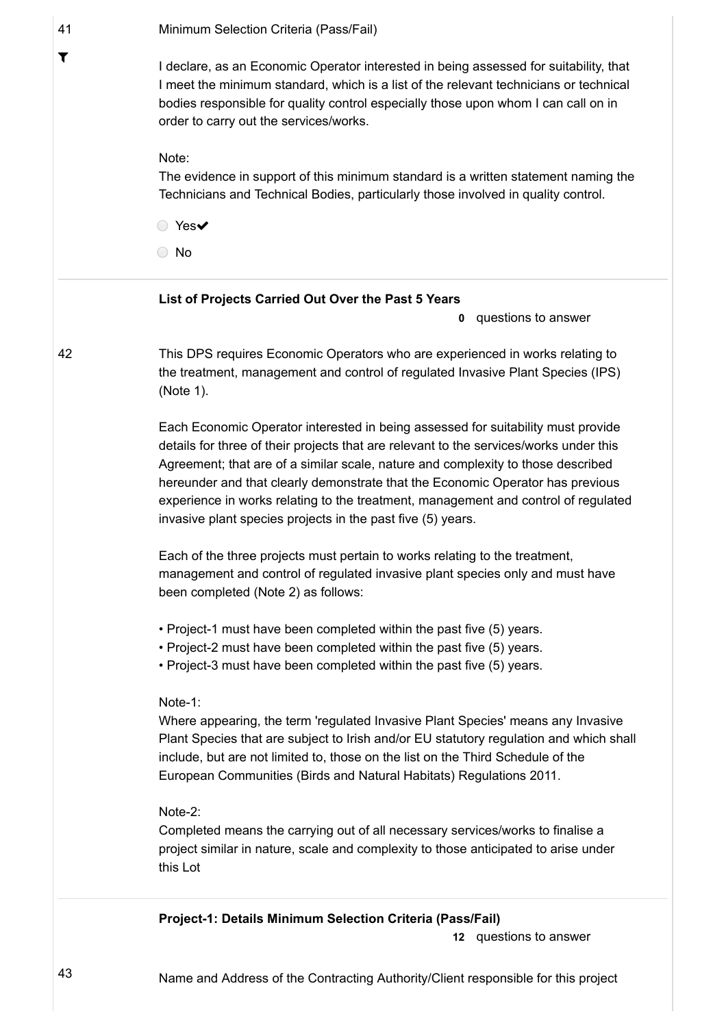41

Minimum Selection Criteria (Pass/Fail)

I declare, as an Economic Operator interested in being assessed for suitability, that I meet the minimum standard, which is a list of the relevant technicians or technical bodies responsible for quality control especially those upon whom I can call on in order to carry out the services/works.

Note:
The evidence in support of this minimum standard is a written statement naming the Technicians and Technical Bodies, particularly those involved in quality control.

- ○ Yes✔
- ○ No

**List of Projects Carried Out Over the Past 5 Years**

**0** questions to answer

42

This DPS requires Economic Operators who are experienced in works relating to the treatment, management and control of regulated Invasive Plant Species (IPS) (Note 1).

Each Economic Operator interested in being assessed for suitability must provide details for three of their projects that are relevant to the services/works under this Agreement; that are of a similar scale, nature and complexity to those described hereunder and that clearly demonstrate that the Economic Operator has previous experience in works relating to the treatment, management and control of regulated invasive plant species projects in the past five (5) years.

Each of the three projects must pertain to works relating to the treatment, management and control of regulated invasive plant species only and must have been completed (Note 2) as follows:

- Project-1 must have been completed within the past five (5) years.
- Project-2 must have been completed within the past five (5) years.
- Project-3 must have been completed within the past five (5) years.

Note-1:
Where appearing, the term 'regulated Invasive Plant Species' means any Invasive Plant Species that are subject to Irish and/or EU statutory regulation and which shall include, but are not limited to, those on the list on the Third Schedule of the European Communities (Birds and Natural Habitats) Regulations 2011.

Note-2:
Completed means the carrying out of all necessary services/works to finalise a project similar in nature, scale and complexity to those anticipated to arise under this Lot

**Project-1: Details Minimum Selection Criteria (Pass/Fail)**

**12** questions to answer

43

Name and Address of the Contracting Authority/Client responsible for this project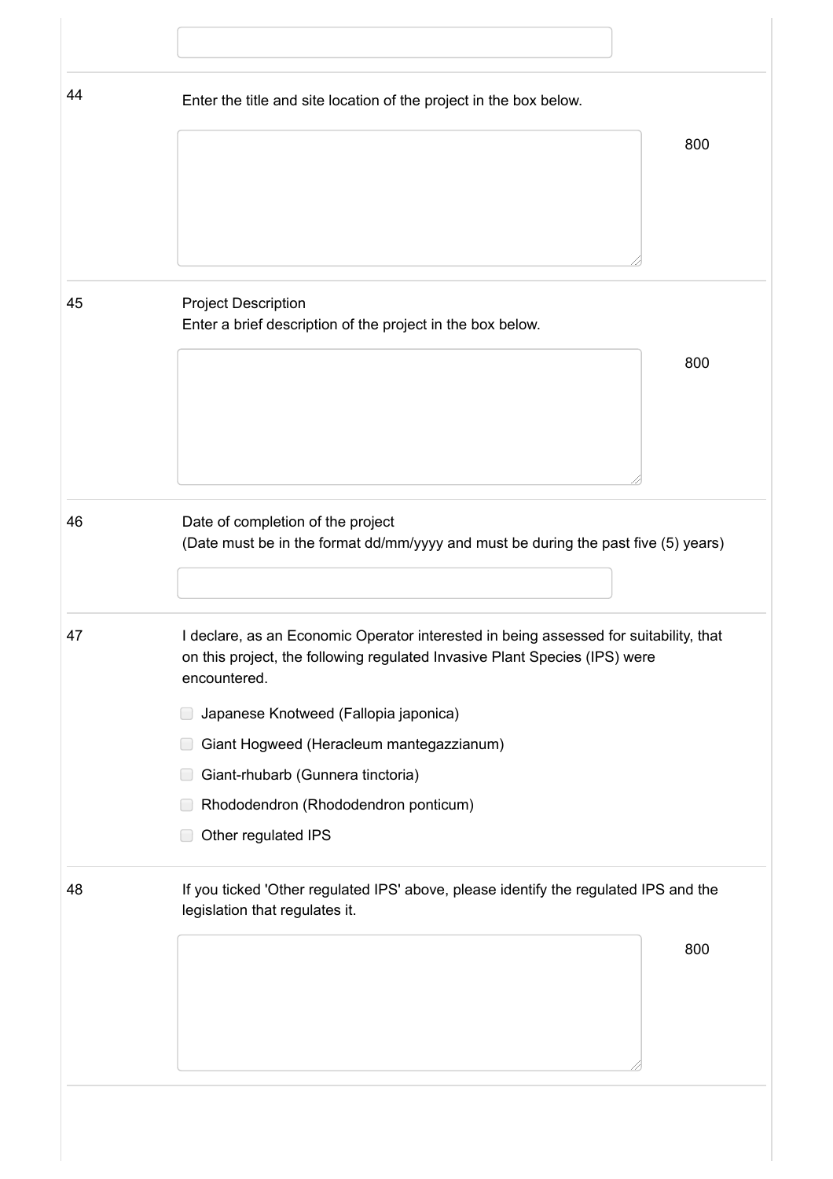44 Enter the title and site location of the project in the box below.

800

45 Project Description

Enter a brief description of the project in the box below.

800

46 Date of completion of the project

(Date must be in the format dd/mm/yyyy and must be during the past five (5) years)

47 I declare, as an Economic Operator interested in being assessed for suitability, that on this project, the following regulated Invasive Plant Species (IPS) were encountered.

- [ ] Japanese Knotweed (Fallopia japonica)
- [ ] Giant Hogweed (Heracleum mantegazzianum)
- [ ] Giant-rhubarb (Gunnera tinctoria)
- [ ] Rhododendron (Rhododendron ponticum)
- [ ] Other regulated IPS

48 If you ticked 'Other regulated IPS' above, please identify the regulated IPS and the legislation that regulates it.

800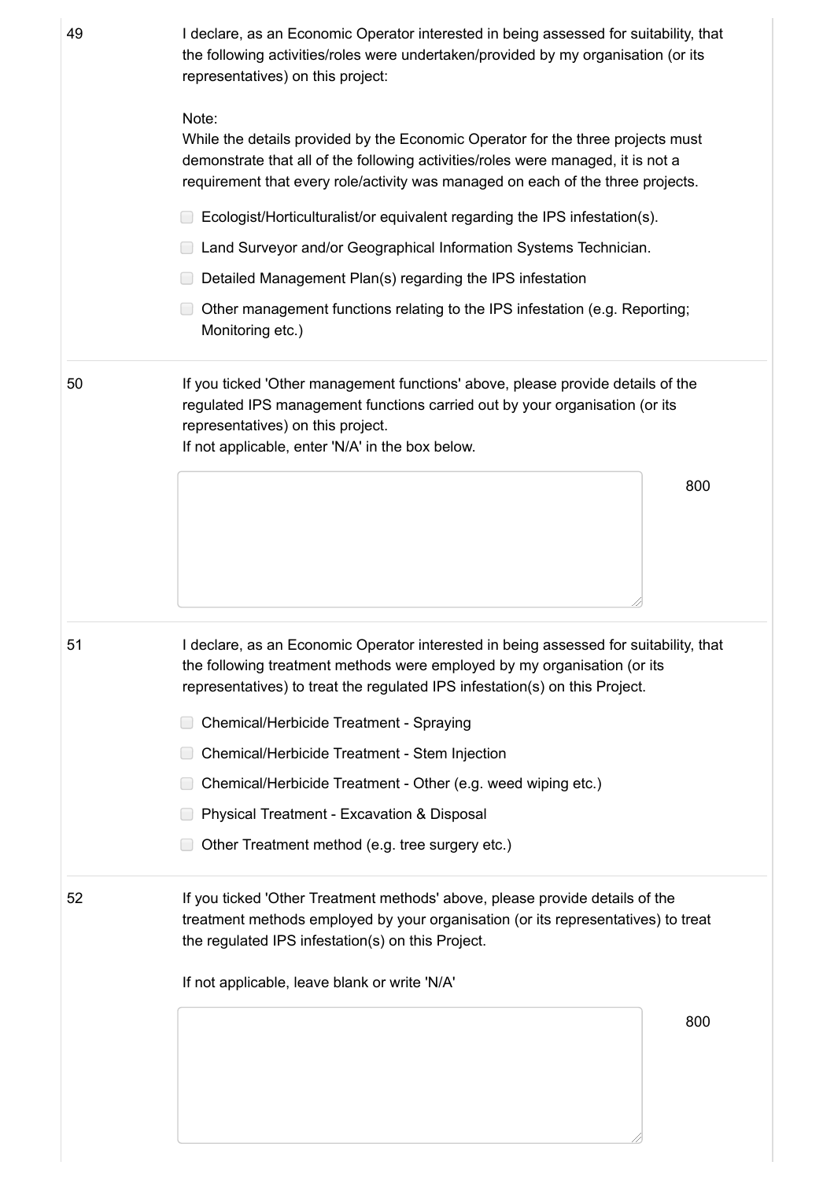49

I declare, as an Economic Operator interested in being assessed for suitability, that the following activities/roles were undertaken/provided by my organisation (or its representatives) on this project:

Note:
While the details provided by the Economic Operator for the three projects must demonstrate that all of the following activities/roles were managed, it is not a requirement that every role/activity was managed on each of the three projects.

- [ ] Ecologist/Horticulturalist/or equivalent regarding the IPS infestation(s).
- [ ] Land Surveyor and/or Geographical Information Systems Technician.
- [ ] Detailed Management Plan(s) regarding the IPS infestation
- [ ] Other management functions relating to the IPS infestation (e.g. Reporting; Monitoring etc.)

50

If you ticked 'Other management functions' above, please provide details of the regulated IPS management functions carried out by your organisation (or its representatives) on this project.
If not applicable, enter 'N/A' in the box below.

800

51

I declare, as an Economic Operator interested in being assessed for suitability, that the following treatment methods were employed by my organisation (or its representatives) to treat the regulated IPS infestation(s) on this Project.

- [ ] Chemical/Herbicide Treatment - Spraying
- [ ] Chemical/Herbicide Treatment - Stem Injection
- [ ] Chemical/Herbicide Treatment - Other (e.g. weed wiping etc.)
- [ ] Physical Treatment - Excavation & Disposal
- [ ] Other Treatment method (e.g. tree surgery etc.)

52

If you ticked 'Other Treatment methods' above, please provide details of the treatment methods employed by your organisation (or its representatives) to treat the regulated IPS infestation(s) on this Project.

If not applicable, leave blank or write 'N/A'

800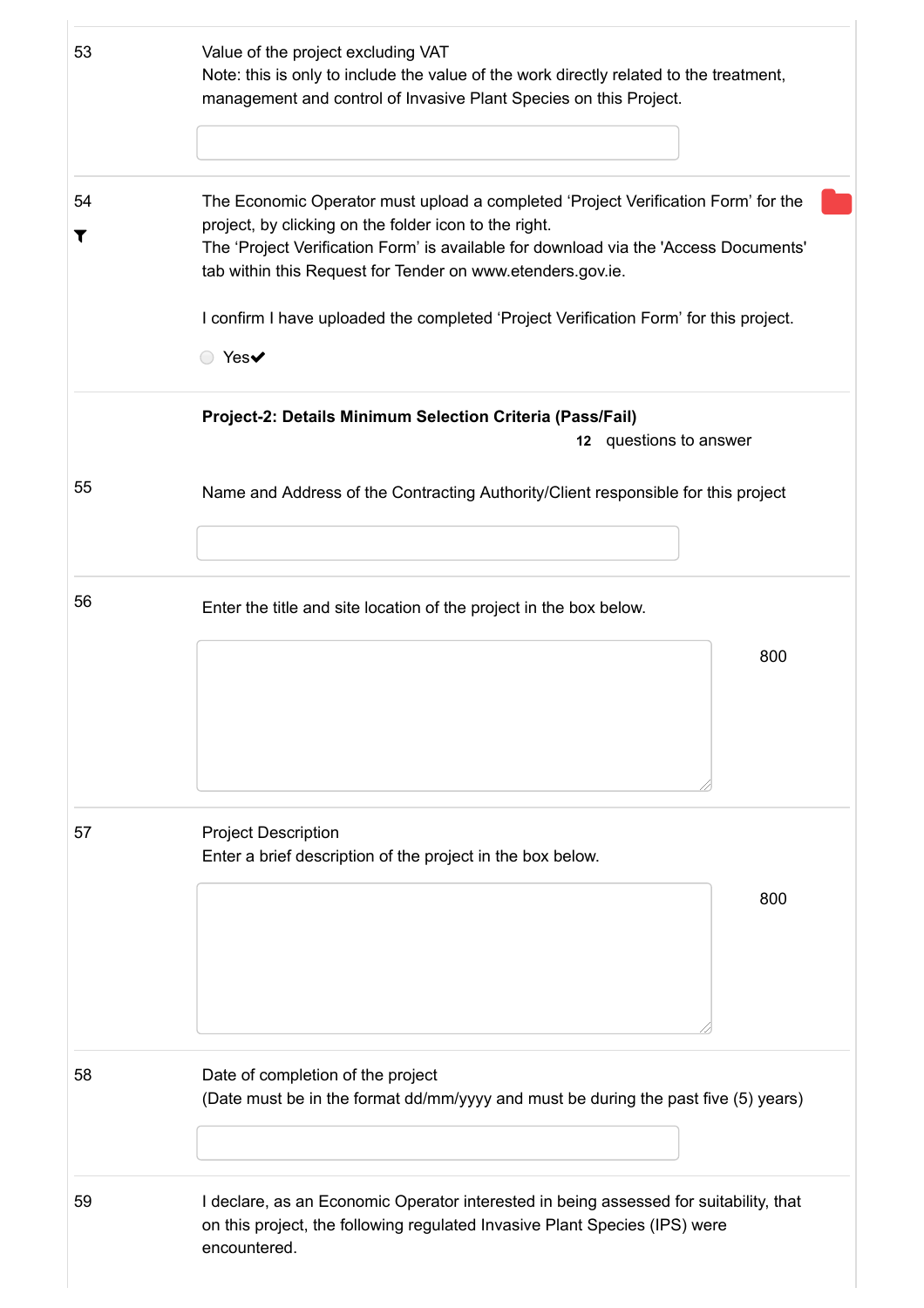53

Value of the project excluding VAT
Note: this is only to include the value of the work directly related to the treatment, management and control of Invasive Plant Species on this Project.

54

The Economic Operator must upload a completed 'Project Verification Form' for the project, by clicking on the folder icon to the right.
The 'Project Verification Form' is available for download via the 'Access Documents' tab within this Request for Tender on www.etenders.gov.ie.

I confirm I have uploaded the completed 'Project Verification Form' for this project.

- Yes✔

**Project-2: Details Minimum Selection Criteria (Pass/Fail)**

**12** questions to answer

55

Name and Address of the Contracting Authority/Client responsible for this project

56

Enter the title and site location of the project in the box below.

800

57

Project Description
Enter a brief description of the project in the box below.

800

58

Date of completion of the project
(Date must be in the format dd/mm/yyyy and must be during the past five (5) years)

59

I declare, as an Economic Operator interested in being assessed for suitability, that on this project, the following regulated Invasive Plant Species (IPS) were encountered.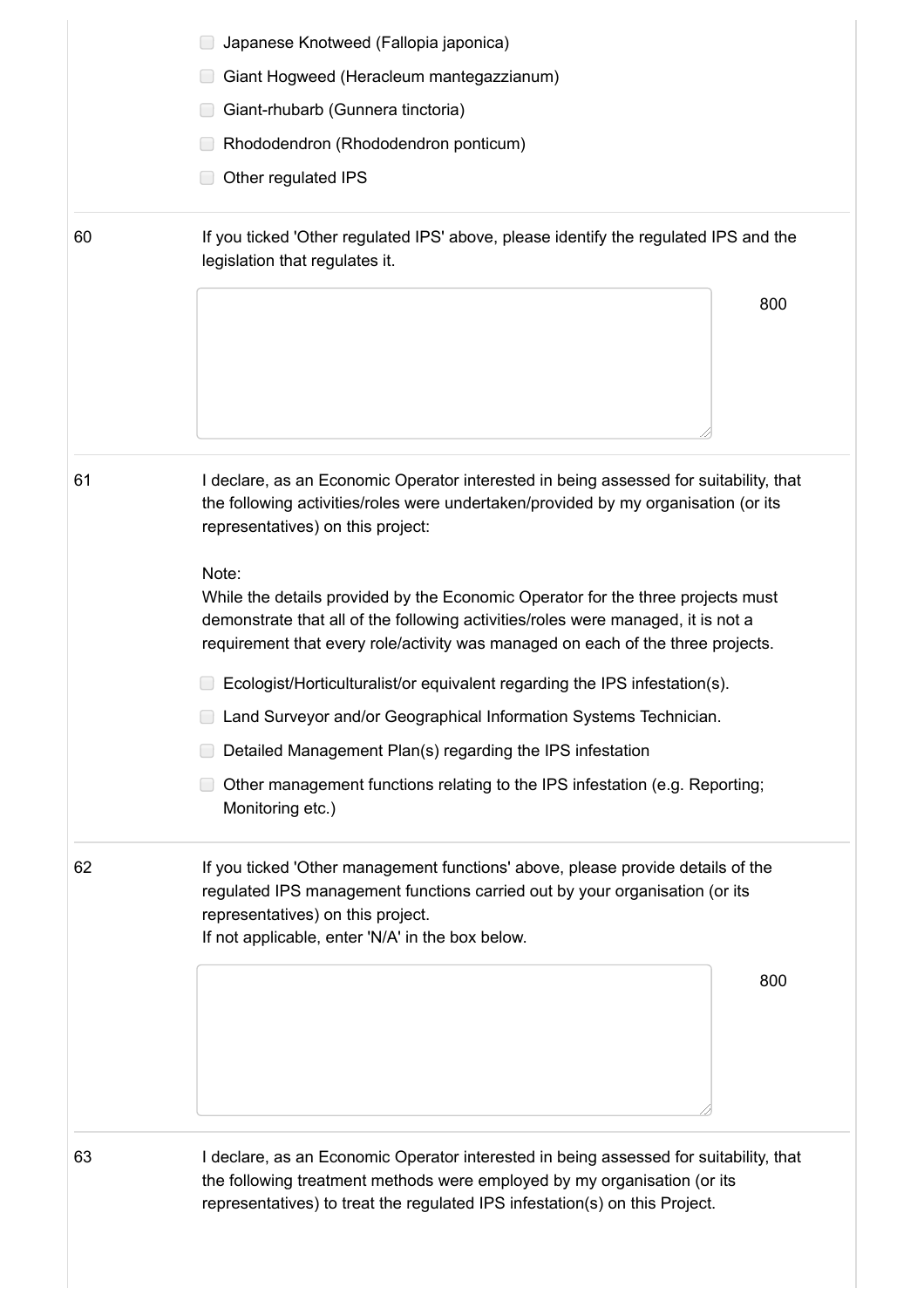- [ ] Japanese Knotweed (Fallopia japonica)
- [ ] Giant Hogweed (Heracleum mantegazzianum)
- [ ] Giant-rhubarb (Gunnera tinctoria)
- [ ] Rhododendron (Rhododendron ponticum)
- [ ] Other regulated IPS

---

**60** If you ticked 'Other regulated IPS' above, please identify the regulated IPS and the legislation that regulates it.

[Text box] 800

---

**61** I declare, as an Economic Operator interested in being assessed for suitability, that the following activities/roles were undertaken/provided by my organisation (or its representatives) on this project:

Note:
While the details provided by the Economic Operator for the three projects must demonstrate that all of the following activities/roles were managed, it is not a requirement that every role/activity was managed on each of the three projects.

- [ ] Ecologist/Horticulturalist/or equivalent regarding the IPS infestation(s).
- [ ] Land Surveyor and/or Geographical Information Systems Technician.
- [ ] Detailed Management Plan(s) regarding the IPS infestation
- [ ] Other management functions relating to the IPS infestation (e.g. Reporting; Monitoring etc.)

---

**62** If you ticked 'Other management functions' above, please provide details of the regulated IPS management functions carried out by your organisation (or its representatives) on this project.
If not applicable, enter 'N/A' in the box below.

[Text box] 800

---

**63** I declare, as an Economic Operator interested in being assessed for suitability, that the following treatment methods were employed by my organisation (or its representatives) to treat the regulated IPS infestation(s) on this Project.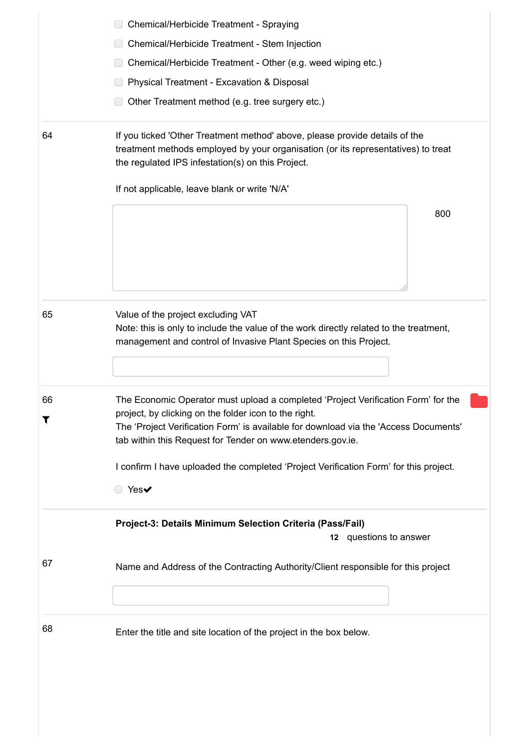- [ ] Chemical/Herbicide Treatment - Spraying
- [ ] Chemical/Herbicide Treatment - Stem Injection
- [ ] Chemical/Herbicide Treatment - Other (e.g. weed wiping etc.)
- [ ] Physical Treatment - Excavation & Disposal
- [ ] Other Treatment method (e.g. tree surgery etc.)

---

**64**

If you ticked 'Other Treatment method' above, please provide details of the treatment methods employed by your organisation (or its representatives) to treat the regulated IPS infestation(s) on this Project.

If not applicable, leave blank or write 'N/A'

800

---

**65**

Value of the project excluding VAT
Note: this is only to include the value of the work directly related to the treatment, management and control of Invasive Plant Species on this Project.

---

**66**

The Economic Operator must upload a completed 'Project Verification Form' for the project, by clicking on the folder icon to the right.
The 'Project Verification Form' is available for download via the 'Access Documents' tab within this Request for Tender on www.etenders.gov.ie.

I confirm I have uploaded the completed 'Project Verification Form' for this project.

- [ ] Yes✔

---

**Project-3: Details Minimum Selection Criteria (Pass/Fail)**

**12** questions to answer

**67**

Name and Address of the Contracting Authority/Client responsible for this project

---

**68**

Enter the title and site location of the project in the box below.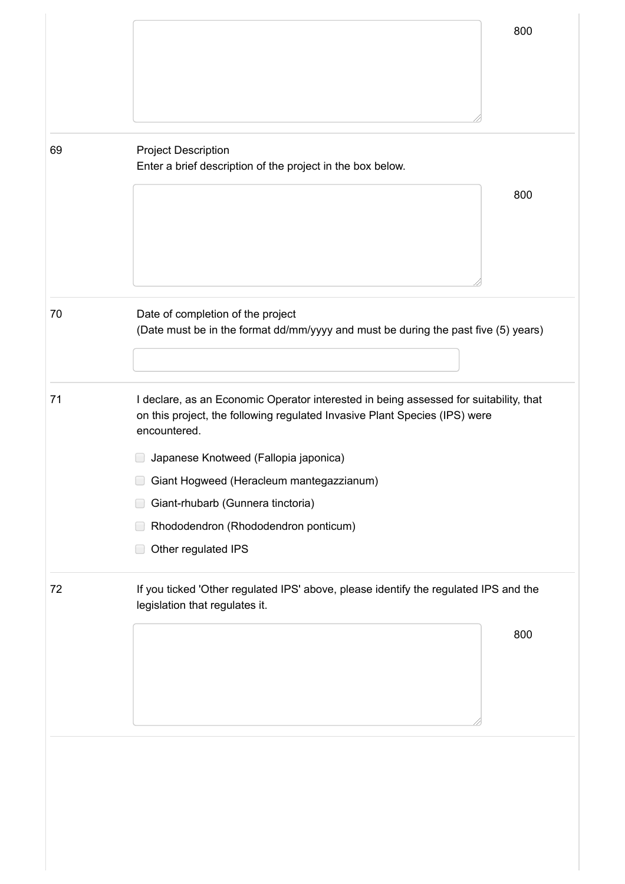800

69 Project Description

Enter a brief description of the project in the box below.

800

70 Date of completion of the project

(Date must be in the format dd/mm/yyyy and must be during the past five (5) years)

71 I declare, as an Economic Operator interested in being assessed for suitability, that on this project, the following regulated Invasive Plant Species (IPS) were encountered.

- [ ] Japanese Knotweed (Fallopia japonica)
- [ ] Giant Hogweed (Heracleum mantegazzianum)
- [ ] Giant-rhubarb (Gunnera tinctoria)
- [ ] Rhododendron (Rhododendron ponticum)
- [ ] Other regulated IPS

72 If you ticked 'Other regulated IPS' above, please identify the regulated IPS and the legislation that regulates it.

800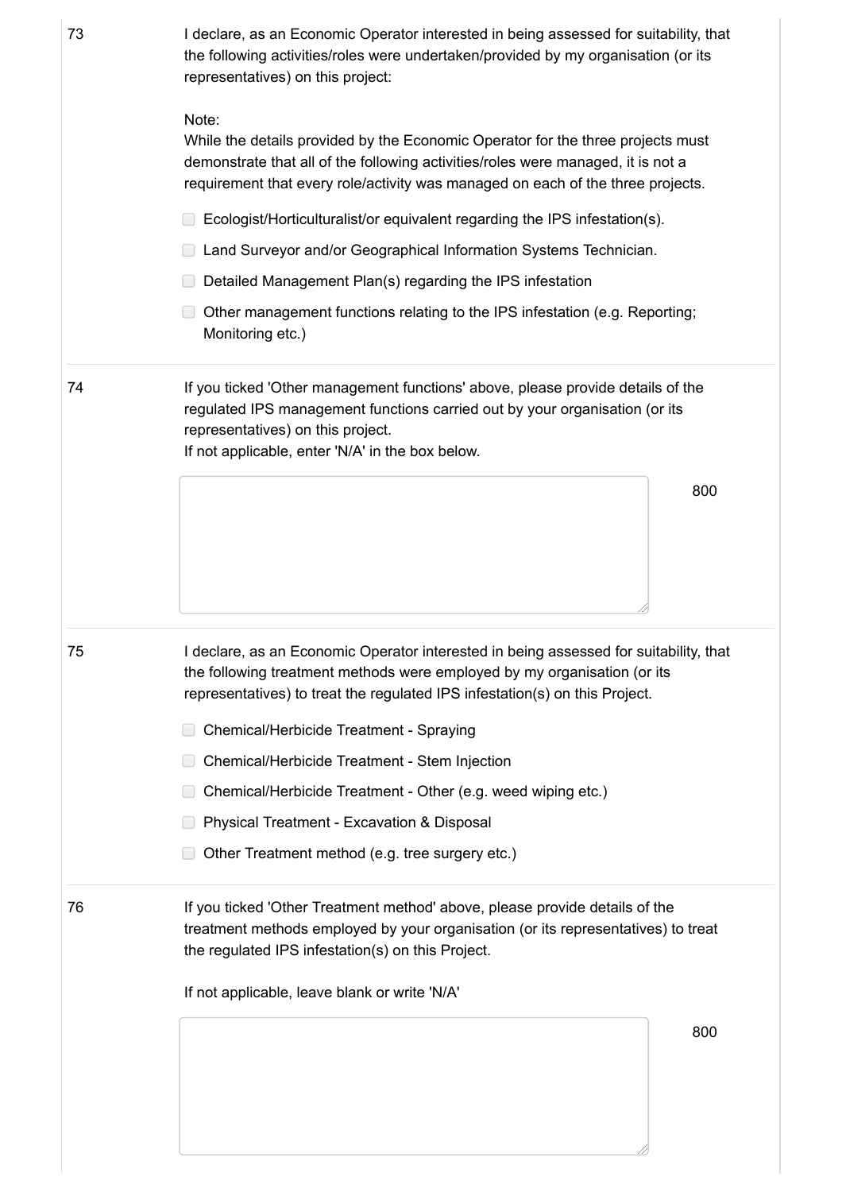73

I declare, as an Economic Operator interested in being assessed for suitability, that the following activities/roles were undertaken/provided by my organisation (or its representatives) on this project:

Note:
While the details provided by the Economic Operator for the three projects must demonstrate that all of the following activities/roles were managed, it is not a requirement that every role/activity was managed on each of the three projects.

- [ ] Ecologist/Horticulturalist/or equivalent regarding the IPS infestation(s).
- [ ] Land Surveyor and/or Geographical Information Systems Technician.
- [ ] Detailed Management Plan(s) regarding the IPS infestation
- [ ] Other management functions relating to the IPS infestation (e.g. Reporting; Monitoring etc.)

74

If you ticked 'Other management functions' above, please provide details of the regulated IPS management functions carried out by your organisation (or its representatives) on this project.
If not applicable, enter 'N/A' in the box below.

800

75

I declare, as an Economic Operator interested in being assessed for suitability, that the following treatment methods were employed by my organisation (or its representatives) to treat the regulated IPS infestation(s) on this Project.

- [ ] Chemical/Herbicide Treatment - Spraying
- [ ] Chemical/Herbicide Treatment - Stem Injection
- [ ] Chemical/Herbicide Treatment - Other (e.g. weed wiping etc.)
- [ ] Physical Treatment - Excavation & Disposal
- [ ] Other Treatment method (e.g. tree surgery etc.)

76

If you ticked 'Other Treatment method' above, please provide details of the treatment methods employed by your organisation (or its representatives) to treat the regulated IPS infestation(s) on this Project.

If not applicable, leave blank or write 'N/A'

800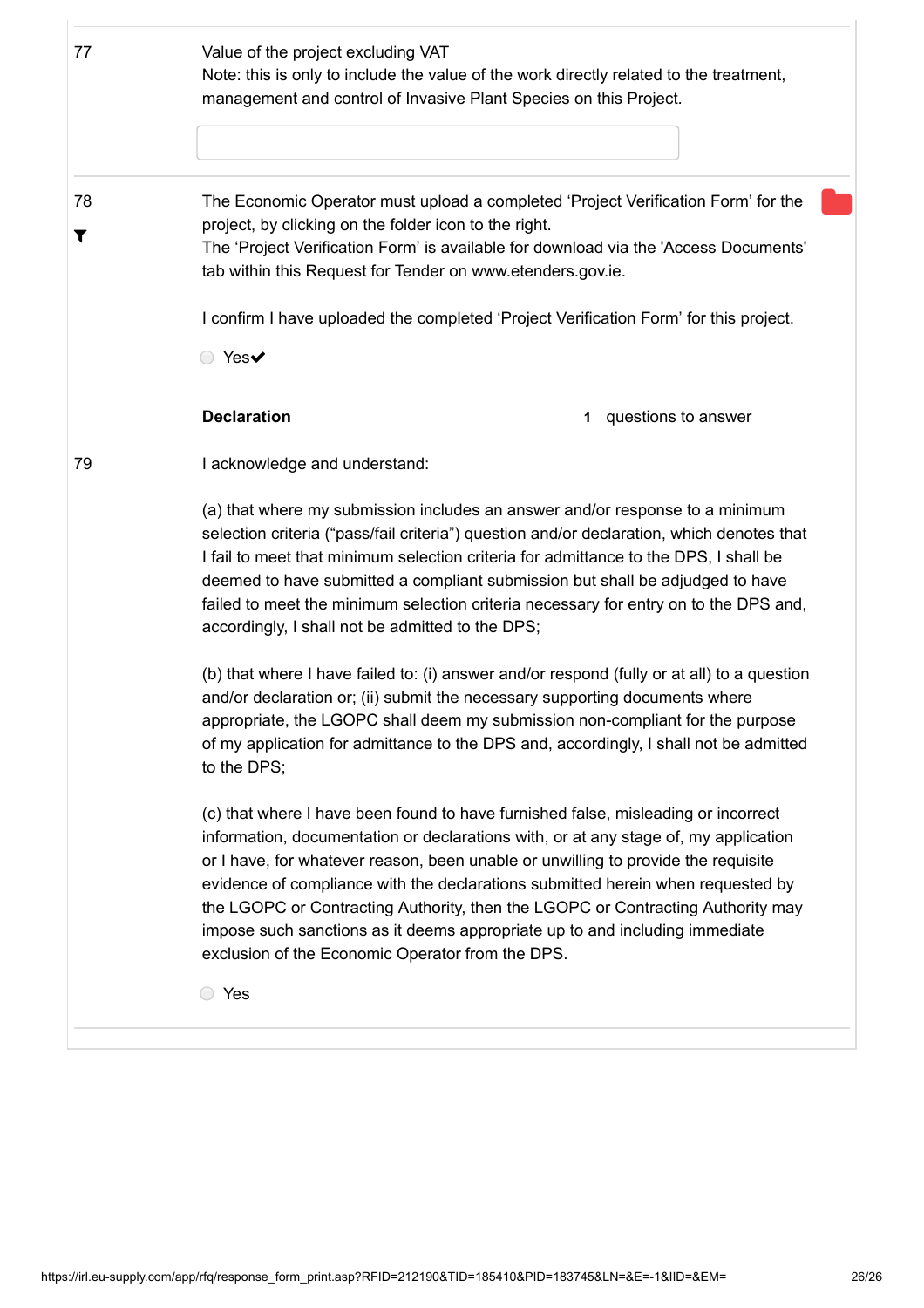77

Value of the project excluding VAT
Note: this is only to include the value of the work directly related to the treatment, management and control of Invasive Plant Species on this Project.

78

The Economic Operator must upload a completed 'Project Verification Form' for the project, by clicking on the folder icon to the right.
The 'Project Verification Form' is available for download via the 'Access Documents' tab within this Request for Tender on www.etenders.gov.ie.

I confirm I have uploaded the completed 'Project Verification Form' for this project.

○ Yes✔

**Declaration** — 1 questions to answer

79

I acknowledge and understand:

(a) that where my submission includes an answer and/or response to a minimum selection criteria ("pass/fail criteria") question and/or declaration, which denotes that I fail to meet that minimum selection criteria for admittance to the DPS, I shall be deemed to have submitted a compliant submission but shall be adjudged to have failed to meet the minimum selection criteria necessary for entry on to the DPS and, accordingly, I shall not be admitted to the DPS;

(b) that where I have failed to: (i) answer and/or respond (fully or at all) to a question and/or declaration or; (ii) submit the necessary supporting documents where appropriate, the LGOPC shall deem my submission non-compliant for the purpose of my application for admittance to the DPS and, accordingly, I shall not be admitted to the DPS;

(c) that where I have been found to have furnished false, misleading or incorrect information, documentation or declarations with, or at any stage of, my application or I have, for whatever reason, been unable or unwilling to provide the requisite evidence of compliance with the declarations submitted herein when requested by the LGOPC or Contracting Authority, then the LGOPC or Contracting Authority may impose such sanctions as it deems appropriate up to and including immediate exclusion of the Economic Operator from the DPS.

○ Yes